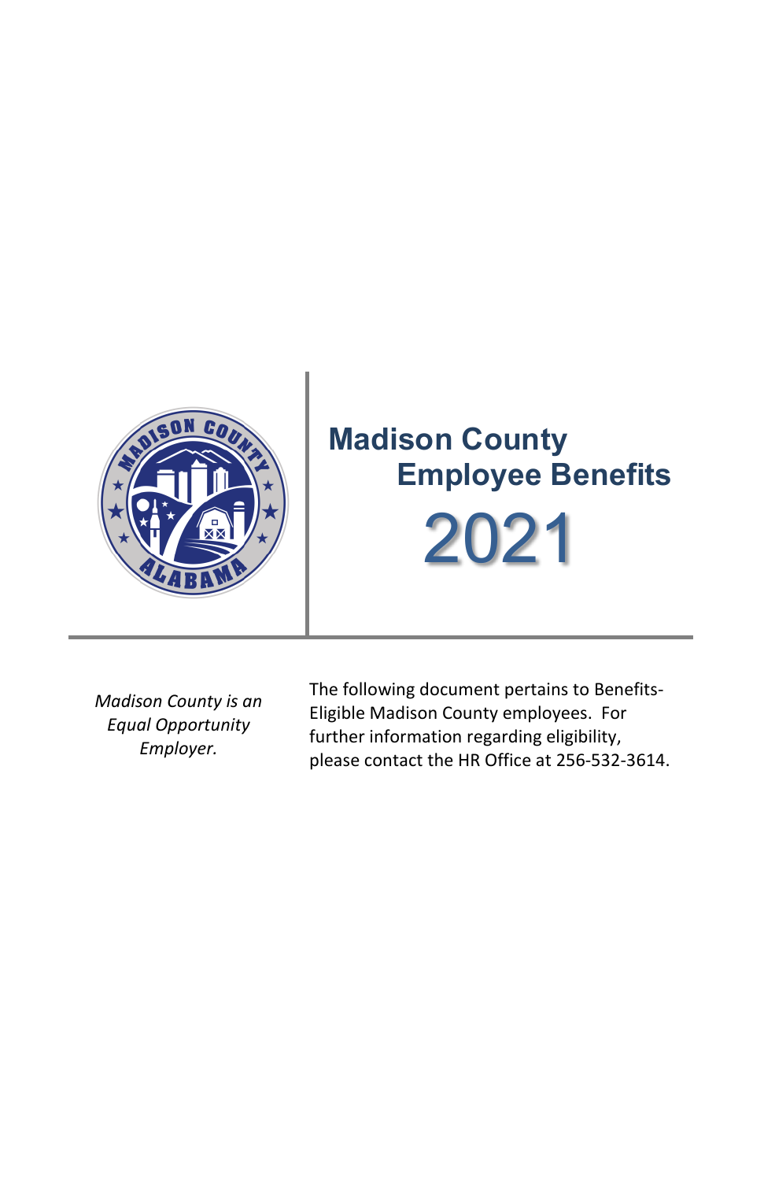# Madison County Employee Benefits

# 2021

*Madison County is an Equal Opportunity Employer.*

The following document pertains to Benefits-Eligible Madison County employees. For further information regarding eligibility, please contact the HR Office at 256-532-3614.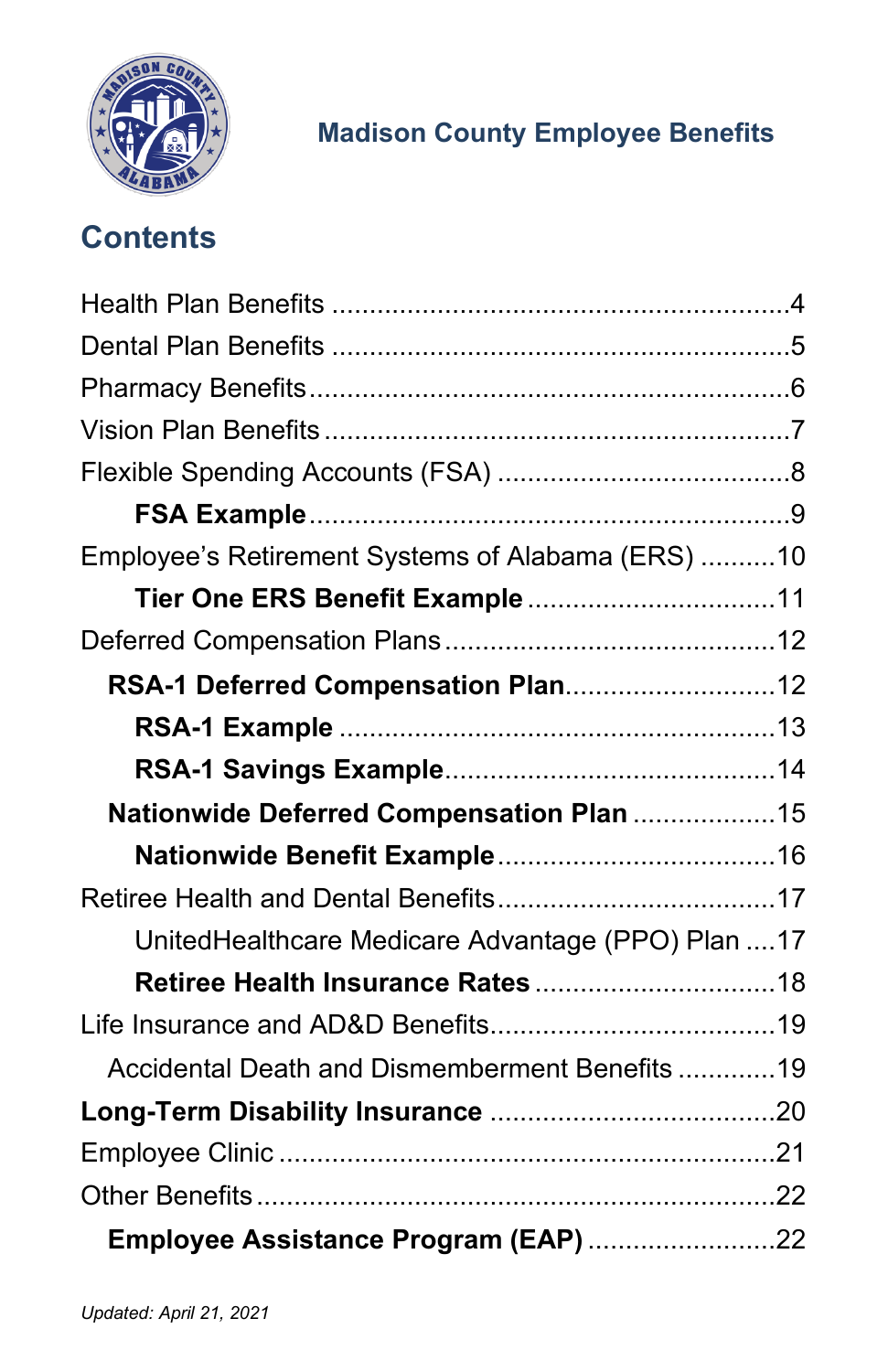**Madison County Employee Benefits**

## Contents

Health Plan Benefits ..........................................................4
Dental Plan Benefits ..........................................................5
Pharmacy Benefits..............................................................6
Vision Plan Benefits ............................................................7
Flexible Spending Accounts (FSA) ......................................8
    **FSA Example**..............................................................9
Employee's Retirement Systems of Alabama (ERS) ..........10
    **Tier One ERS Benefit Example** .................................11
Deferred Compensation Plans...........................................12
  **RSA-1 Deferred Compensation Plan**............................12
    **RSA-1 Example** .........................................................13
    **RSA-1 Savings Example**...........................................14
  **Nationwide Deferred Compensation Plan** ...................15
    **Nationwide Benefit Example**.....................................16
Retiree Health and Dental Benefits....................................17
    UnitedHealthcare Medicare Advantage (PPO) Plan ....17
    **Retiree Health Insurance Rates** ................................18
Life Insurance and AD&D Benefits.....................................19
  Accidental Death and Dismemberment Benefits .............19
**Long-Term Disability Insurance** .....................................20
Employee Clinic .................................................................21
Other Benefits....................................................................22
  **Employee Assistance Program (EAP)** .........................22

*Updated: April 21, 2021*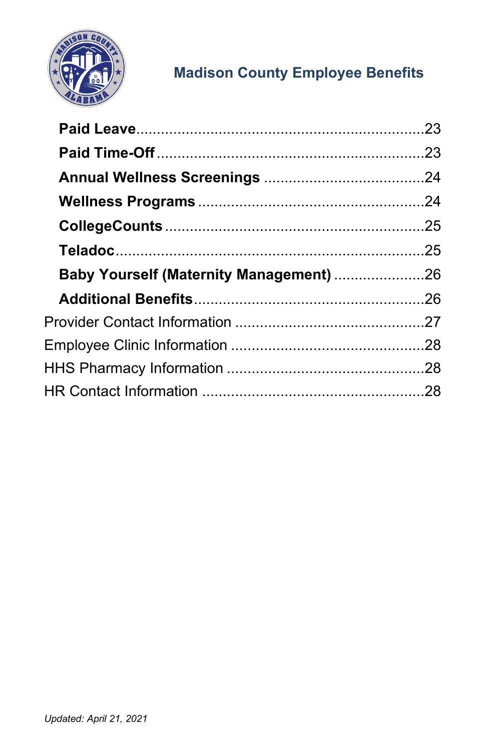**Madison County Employee Benefits**

- **Paid Leave** ........................................................................ 23
- **Paid Time-Off** ................................................................... 23
- **Annual Wellness Screenings** ........................................ 24
- **Wellness Programs** ......................................................... 24
- **CollegeCounts** ................................................................. 25
- **Teladoc** ............................................................................. 25
- **Baby Yourself (Maternity Management)** ...................... 26
- **Additional Benefits** .......................................................... 26

Provider Contact Information ............................................. 27
Employee Clinic Information .............................................. 28
HHS Pharmacy Information ................................................ 28
HR Contact Information ..................................................... 28

*Updated: April 21, 2021*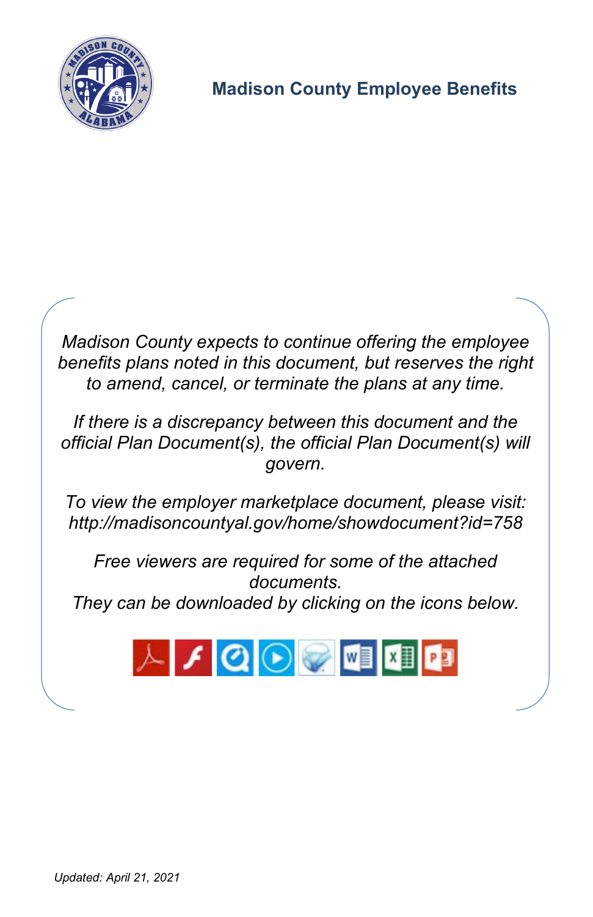# Madison County Employee Benefits

*Madison County expects to continue offering the employee benefits plans noted in this document, but reserves the right to amend, cancel, or terminate the plans at any time.*

*If there is a discrepancy between this document and the official Plan Document(s), the official Plan Document(s) will govern.*

*To view the employer marketplace document, please visit: http://madisoncountyal.gov/home/showdocument?id=758*

*Free viewers are required for some of the attached documents.*
*They can be downloaded by clicking on the icons below.*

*Updated: April 21, 2021*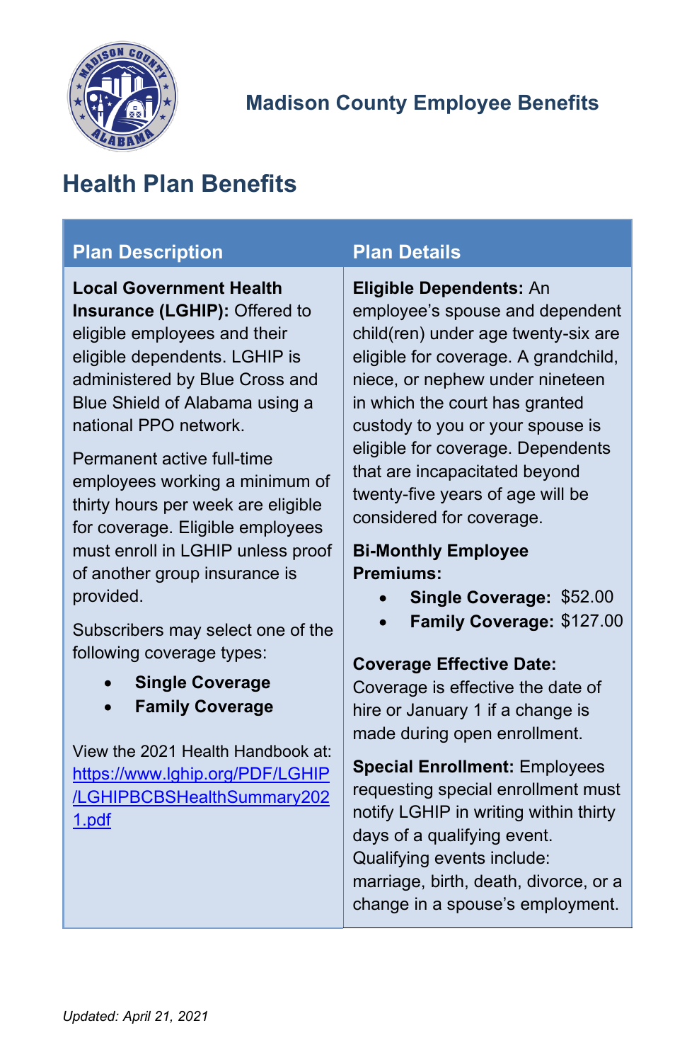Madison County Employee Benefits

## Health Plan Benefits

| Plan Description | Plan Details |
|---|---|
| **Local Government Health Insurance (LGHIP):** Offered to eligible employees and their eligible dependents. LGHIP is administered by Blue Cross and Blue Shield of Alabama using a national PPO network.<br><br>Permanent active full-time employees working a minimum of thirty hours per week are eligible for coverage. Eligible employees must enroll in LGHIP unless proof of another group insurance is provided.<br><br>Subscribers may select one of the following coverage types:<br>• **Single Coverage**<br>• **Family Coverage**<br><br>View the 2021 Health Handbook at: https://www.lghip.org/PDF/LGHIP/LGHIPBCBSHealthSummary2021.pdf | **Eligible Dependents:** An employee's spouse and dependent child(ren) under age twenty-six are eligible for coverage. A grandchild, niece, or nephew under nineteen in which the court has granted custody to you or your spouse is eligible for coverage. Dependents that are incapacitated beyond twenty-five years of age will be considered for coverage.<br><br>**Bi-Monthly Employee Premiums:**<br>• **Single Coverage:** $52.00<br>• **Family Coverage:** $127.00<br><br>**Coverage Effective Date:** Coverage is effective the date of hire or January 1 if a change is made during open enrollment.<br><br>**Special Enrollment:** Employees requesting special enrollment must notify LGHIP in writing within thirty days of a qualifying event. Qualifying events include: marriage, birth, death, divorce, or a change in a spouse's employment. |

*Updated: April 21, 2021*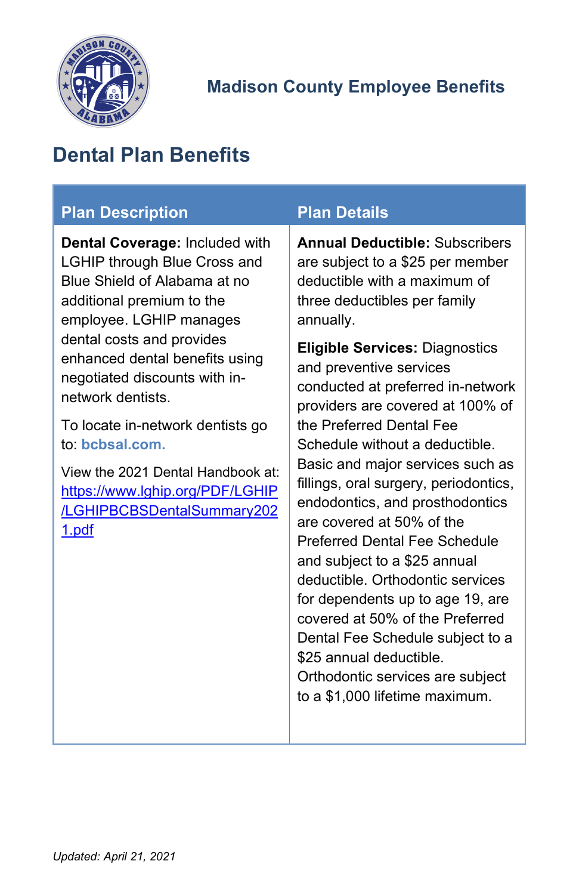Madison County Employee Benefits

# Dental Plan Benefits

| Plan Description | Plan Details |
|---|---|
| **Dental Coverage:** Included with LGHIP through Blue Cross and Blue Shield of Alabama at no additional premium to the employee. LGHIP manages dental costs and provides enhanced dental benefits using negotiated discounts with in-network dentists.<br><br>To locate in-network dentists go to: **bcbsal.com.**<br><br>View the 2021 Dental Handbook at: https://www.lghip.org/PDF/LGHIP/LGHIPBCBSDentalSummary2021.pdf | **Annual Deductible:** Subscribers are subject to a $25 per member deductible with a maximum of three deductibles per family annually.<br><br>**Eligible Services:** Diagnostics and preventive services conducted at preferred in-network providers are covered at 100% of the Preferred Dental Fee Schedule without a deductible. Basic and major services such as fillings, oral surgery, periodontics, endodontics, and prosthodontics are covered at 50% of the Preferred Dental Fee Schedule and subject to a $25 annual deductible. Orthodontic services for dependents up to age 19, are covered at 50% of the Preferred Dental Fee Schedule subject to a $25 annual deductible. Orthodontic services are subject to a $1,000 lifetime maximum. |

*Updated: April 21, 2021*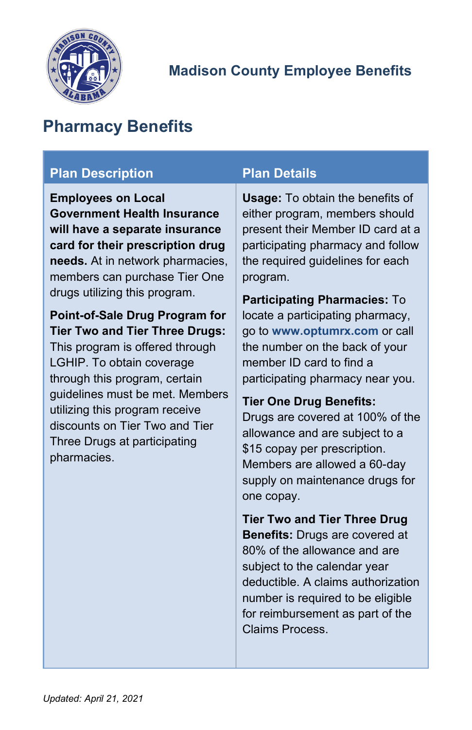Madison County Employee Benefits

## Pharmacy Benefits

| Plan Description | Plan Details |
|---|---|
| **Employees on Local Government Health Insurance will have a separate insurance card for their prescription drug needs.** At in network pharmacies, members can purchase Tier One drugs utilizing this program.<br><br>**Point-of-Sale Drug Program for Tier Two and Tier Three Drugs:** This program is offered through LGHIP. To obtain coverage through this program, certain guidelines must be met. Members utilizing this program receive discounts on Tier Two and Tier Three Drugs at participating pharmacies. | **Usage:** To obtain the benefits of either program, members should present their Member ID card at a participating pharmacy and follow the required guidelines for each program.<br><br>**Participating Pharmacies:** To locate a participating pharmacy, go to **www.optumrx.com** or call the number on the back of your member ID card to find a participating pharmacy near you.<br><br>**Tier One Drug Benefits:** Drugs are covered at 100% of the allowance and are subject to a $15 copay per prescription. Members are allowed a 60-day supply on maintenance drugs for one copay.<br><br>**Tier Two and Tier Three Drug Benefits:** Drugs are covered at 80% of the allowance and are subject to the calendar year deductible. A claims authorization number is required to be eligible for reimbursement as part of the Claims Process. |

*Updated: April 21, 2021*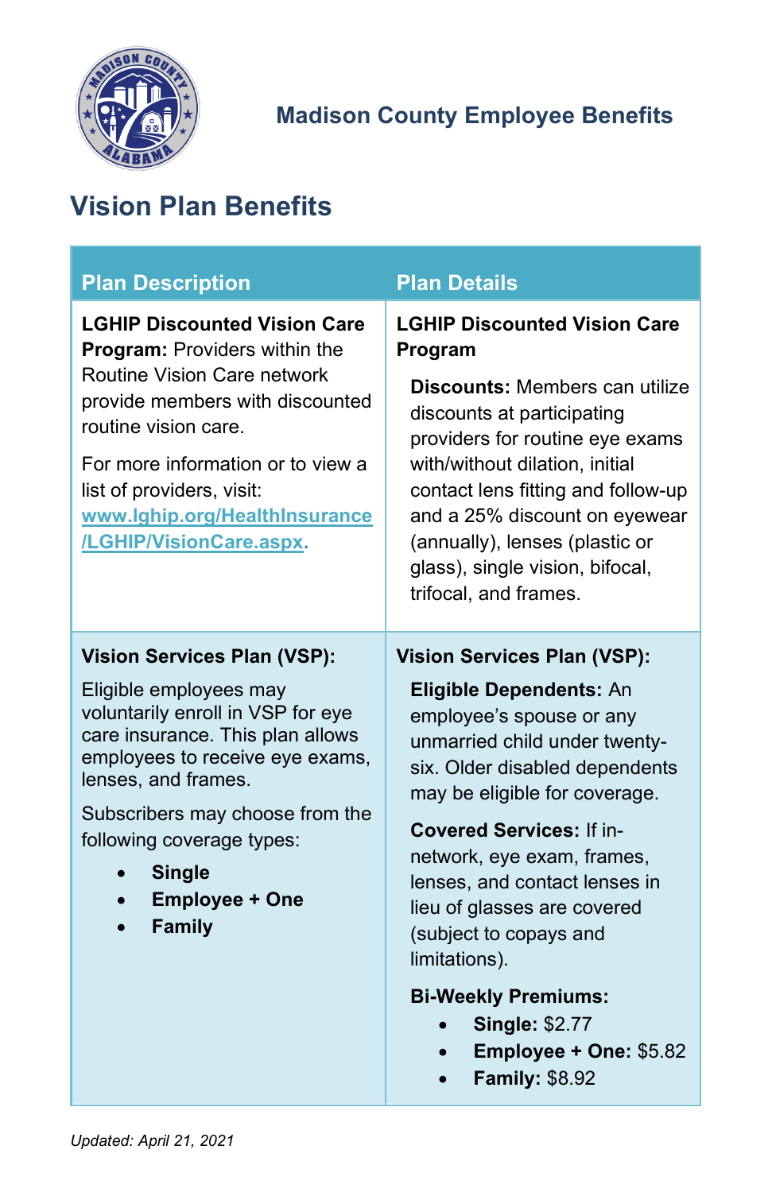Madison County Employee Benefits

## Vision Plan Benefits

| Plan Description | Plan Details |
|---|---|
| **LGHIP Discounted Vision Care Program:** Providers within the Routine Vision Care network provide members with discounted routine vision care.<br><br>For more information or to view a list of providers, visit: www.lghip.org/HealthInsurance/LGHIP/VisionCare.aspx. | **LGHIP Discounted Vision Care Program**<br><br>**Discounts:** Members can utilize discounts at participating providers for routine eye exams with/without dilation, initial contact lens fitting and follow-up and a 25% discount on eyewear (annually), lenses (plastic or glass), single vision, bifocal, trifocal, and frames. |
| **Vision Services Plan (VSP):**<br><br>Eligible employees may voluntarily enroll in VSP for eye care insurance. This plan allows employees to receive eye exams, lenses, and frames.<br><br>Subscribers may choose from the following coverage types:<br>• **Single**<br>• **Employee + One**<br>• **Family** | **Vision Services Plan (VSP):**<br><br>**Eligible Dependents:** An employee's spouse or any unmarried child under twenty-six. Older disabled dependents may be eligible for coverage.<br><br>**Covered Services:** If in-network, eye exam, frames, lenses, and contact lenses in lieu of glasses are covered (subject to copays and limitations).<br><br>**Bi-Weekly Premiums:**<br>• **Single:** $2.77<br>• **Employee + One:** $5.82<br>• **Family:** $8.92 |

*Updated: April 21, 2021*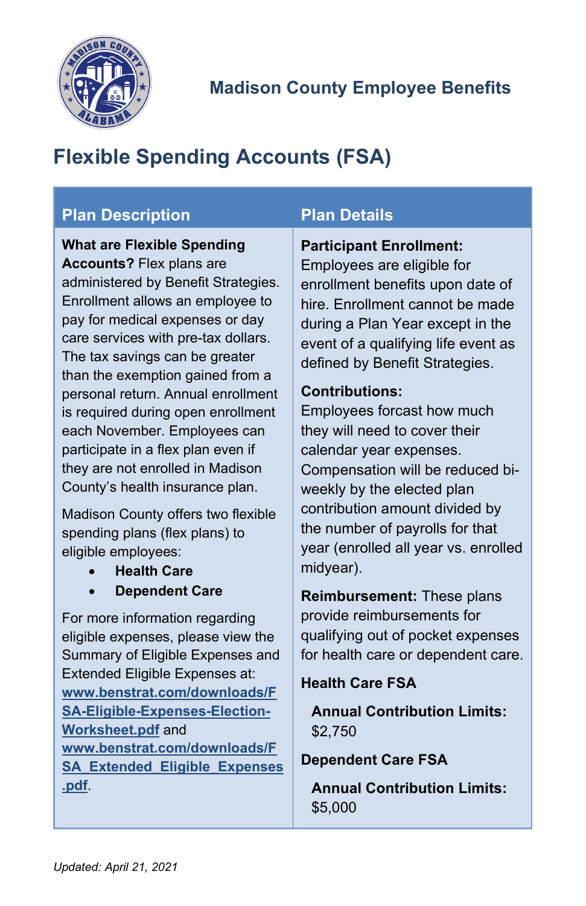Madison County Employee Benefits

# Flexible Spending Accounts (FSA)

## Plan Description

**What are Flexible Spending Accounts?** Flex plans are administered by Benefit Strategies. Enrollment allows an employee to pay for medical expenses or day care services with pre-tax dollars. The tax savings can be greater than the exemption gained from a personal return. Annual enrollment is required during open enrollment each November. Employees can participate in a flex plan even if they are not enrolled in Madison County's health insurance plan.

Madison County offers two flexible spending plans (flex plans) to eligible employees:

- **Health Care**
- **Dependent Care**

For more information regarding eligible expenses, please view the Summary of Eligible Expenses and Extended Eligible Expenses at: [www.benstrat.com/downloads/FSA-Eligible-Expenses-Election-Worksheet.pdf](www.benstrat.com/downloads/FSA-Eligible-Expenses-Election-Worksheet.pdf) and [www.benstrat.com/downloads/FSA_Extended_Eligible_Expenses.pdf](www.benstrat.com/downloads/FSA_Extended_Eligible_Expenses.pdf).

## Plan Details

**Participant Enrollment:** Employees are eligible for enrollment benefits upon date of hire. Enrollment cannot be made during a Plan Year except in the event of a qualifying life event as defined by Benefit Strategies.

**Contributions:** Employees forcast how much they will need to cover their calendar year expenses. Compensation will be reduced bi-weekly by the elected plan contribution amount divided by the number of payrolls for that year (enrolled all year vs. enrolled midyear).

**Reimbursement:** These plans provide reimbursements for qualifying out of pocket expenses for health care or dependent care.

**Health Care FSA**

**Annual Contribution Limits:** $2,750

**Dependent Care FSA**

**Annual Contribution Limits:** $5,000

*Updated: April 21, 2021*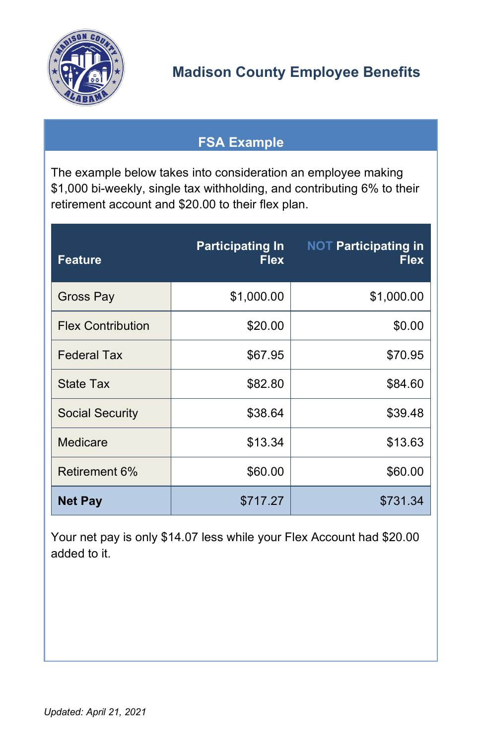# Madison County Employee Benefits

## FSA Example

The example below takes into consideration an employee making $1,000 bi-weekly, single tax withholding, and contributing 6% to their retirement account and $20.00 to their flex plan.

| Feature | Participating In Flex | NOT Participating in Flex |
|---|---:|---:|
| Gross Pay | $1,000.00 | $1,000.00 |
| Flex Contribution | $20.00 | $0.00 |
| Federal Tax | $67.95 | $70.95 |
| State Tax | $82.80 | $84.60 |
| Social Security | $38.64 | $39.48 |
| Medicare | $13.34 | $13.63 |
| Retirement 6% | $60.00 | $60.00 |
| **Net Pay** | $717.27 | $731.34 |

Your net pay is only $14.07 less while your Flex Account had $20.00 added to it.

*Updated: April 21, 2021*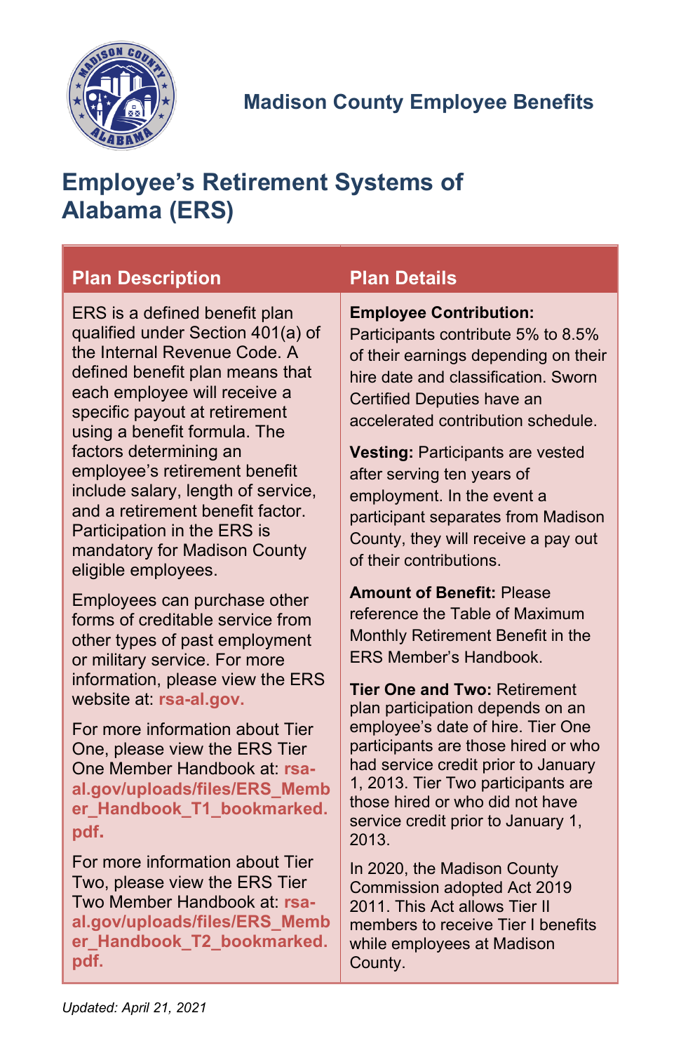Madison County Employee Benefits

# Employee's Retirement Systems of Alabama (ERS)

| Plan Description | Plan Details |
|---|---|
| ERS is a defined benefit plan qualified under Section 401(a) of the Internal Revenue Code. A defined benefit plan means that each employee will receive a specific payout at retirement using a benefit formula. The factors determining an employee's retirement benefit include salary, length of service, and a retirement benefit factor. Participation in the ERS is mandatory for Madison County eligible employees.<br><br>Employees can purchase other forms of creditable service from other types of past employment or military service. For more information, please view the ERS website at: **rsa-al.gov.**<br><br>For more information about Tier One, please view the ERS Tier One Member Handbook at: **rsa-al.gov/uploads/files/ERS_Member_Handbook_T1_bookmarked.pdf.**<br><br>For more information about Tier Two, please view the ERS Tier Two Member Handbook at: **rsa-al.gov/uploads/files/ERS_Member_Handbook_T2_bookmarked.pdf.** | **Employee Contribution:** Participants contribute 5% to 8.5% of their earnings depending on their hire date and classification. Sworn Certified Deputies have an accelerated contribution schedule.<br><br>**Vesting:** Participants are vested after serving ten years of employment. In the event a participant separates from Madison County, they will receive a pay out of their contributions.<br><br>**Amount of Benefit:** Please reference the Table of Maximum Monthly Retirement Benefit in the ERS Member's Handbook.<br><br>**Tier One and Two:** Retirement plan participation depends on an employee's date of hire. Tier One participants are those hired or who had service credit prior to January 1, 2013. Tier Two participants are those hired or who did not have service credit prior to January 1, 2013.<br><br>In 2020, the Madison County Commission adopted Act 2019 2011. This Act allows Tier II members to receive Tier I benefits while employees at Madison County. |

*Updated: April 21, 2021*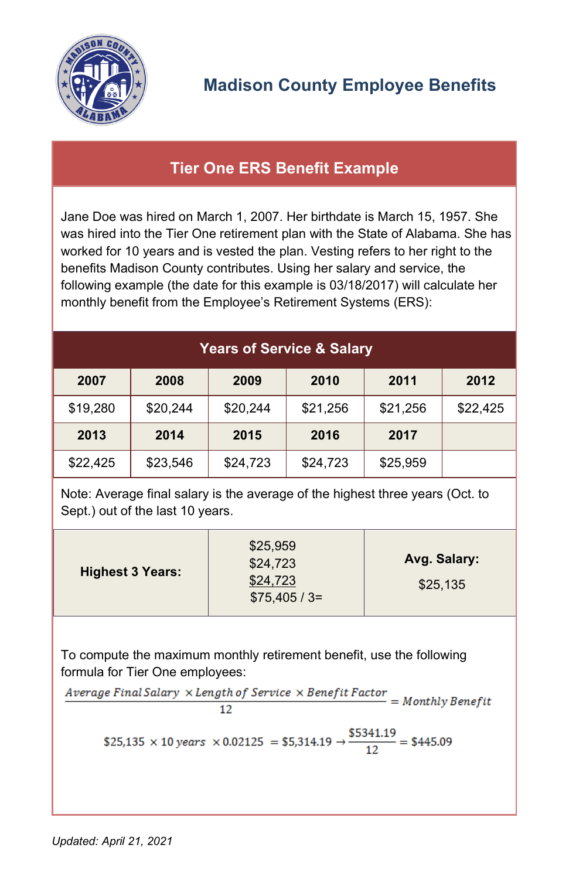# Madison County Employee Benefits

## Tier One ERS Benefit Example

Jane Doe was hired on March 1, 2007. Her birthdate is March 15, 1957. She was hired into the Tier One retirement plan with the State of Alabama. She has worked for 10 years and is vested the plan. Vesting refers to her right to the benefits Madison County contributes. Using her salary and service, the following example (the date for this example is 03/18/2017) will calculate her monthly benefit from the Employee's Retirement Systems (ERS):

**Years of Service & Salary**

| 2007 | 2008 | 2009 | 2010 | 2011 | 2012 |
|---|---|---|---|---|---|
| $19,280 | $20,244 | $20,244 | $21,256 | $21,256 | $22,425 |
| **2013** | **2014** | **2015** | **2016** | **2017** | |
| $22,425 | $23,546 | $24,723 | $24,723 | $25,959 | |

Note: Average final salary is the average of the highest three years (Oct. to Sept.) out of the last 10 years.

| **Highest 3 Years:** | $25,959<br>$24,723<br>$24,723<br>$75,405 / 3= | **Avg. Salary:**<br>$25,135 |
|---|---|---|

To compute the maximum monthly retirement benefit, use the following formula for Tier One employees:

$$\frac{\text{Average Final Salary} \times \text{Length of Service} \times \text{Benefit Factor}}{12} = \text{Monthly Benefit}$$

$$\$25{,}135 \times 10\ \text{years} \times 0.02125 = \$5{,}314.19 \rightarrow \frac{\$5341.19}{12} = \$445.09$$

*Updated: April 21, 2021*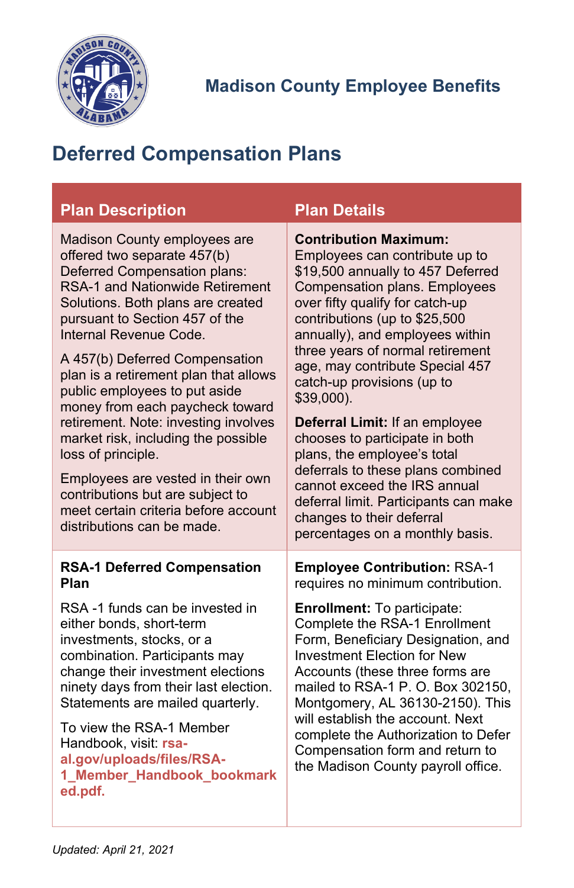Madison County Employee Benefits

# Deferred Compensation Plans

| Plan Description | Plan Details |
|---|---|
| Madison County employees are offered two separate 457(b) Deferred Compensation plans: RSA-1 and Nationwide Retirement Solutions. Both plans are created pursuant to Section 457 of the Internal Revenue Code.<br><br>A 457(b) Deferred Compensation plan is a retirement plan that allows public employees to put aside money from each paycheck toward retirement. Note: investing involves market risk, including the possible loss of principle.<br><br>Employees are vested in their own contributions but are subject to meet certain criteria before account distributions can be made. | **Contribution Maximum:** Employees can contribute up to $19,500 annually to 457 Deferred Compensation plans. Employees over fifty qualify for catch-up contributions (up to $25,500 annually), and employees within three years of normal retirement age, may contribute Special 457 catch-up provisions (up to $39,000).<br><br>**Deferral Limit:** If an employee chooses to participate in both plans, the employee's total deferrals to these plans combined cannot exceed the IRS annual deferral limit. Participants can make changes to their deferral percentages on a monthly basis. |
| **RSA-1 Deferred Compensation Plan**<br><br>RSA -1 funds can be invested in either bonds, short-term investments, stocks, or a combination. Participants may change their investment elections ninety days from their last election. Statements are mailed quarterly.<br><br>To view the RSA-1 Member Handbook, visit: **rsa-al.gov/uploads/files/RSA-1_Member_Handbook_bookmarked.pdf.** | **Employee Contribution:** RSA-1 requires no minimum contribution.<br><br>**Enrollment:** To participate: Complete the RSA-1 Enrollment Form, Beneficiary Designation, and Investment Election for New Accounts (these three forms are mailed to RSA-1 P. O. Box 302150, Montgomery, AL 36130-2150). This will establish the account. Next complete the Authorization to Defer Compensation form and return to the Madison County payroll office. |

*Updated: April 21, 2021*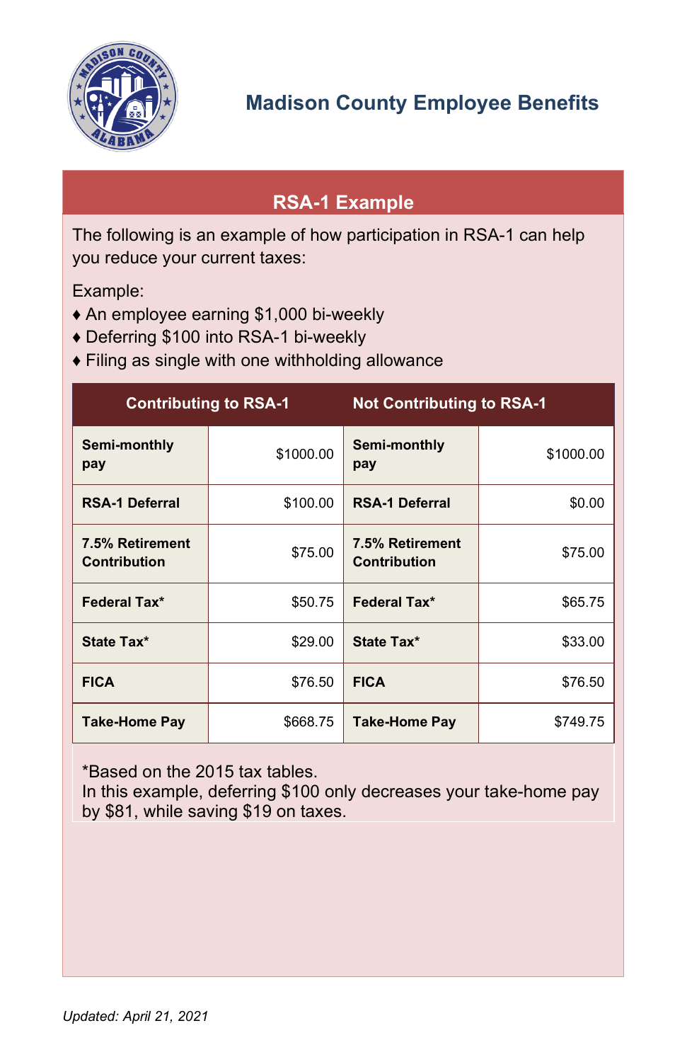# Madison County Employee Benefits

## RSA-1 Example

The following is an example of how participation in RSA-1 can help you reduce your current taxes:

Example:

- ♦ An employee earning $1,000 bi-weekly
- ♦ Deferring $100 into RSA-1 bi-weekly
- ♦ Filing as single with one withholding allowance

| Contributing to RSA-1 | | Not Contributing to RSA-1 | |
|---|---|---|---|
| **Semi-monthly pay** | $1000.00 | **Semi-monthly pay** | $1000.00 |
| **RSA-1 Deferral** | $100.00 | **RSA-1 Deferral** | $0.00 |
| **7.5% Retirement Contribution** | $75.00 | **7.5% Retirement Contribution** | $75.00 |
| **Federal Tax*** | $50.75 | **Federal Tax*** | $65.75 |
| **State Tax*** | $29.00 | **State Tax*** | $33.00 |
| **FICA** | $76.50 | **FICA** | $76.50 |
| **Take-Home Pay** | $668.75 | **Take-Home Pay** | $749.75 |

*Based on the 2015 tax tables.
In this example, deferring $100 only decreases your take-home pay by $81, while saving $19 on taxes.

*Updated: April 21, 2021*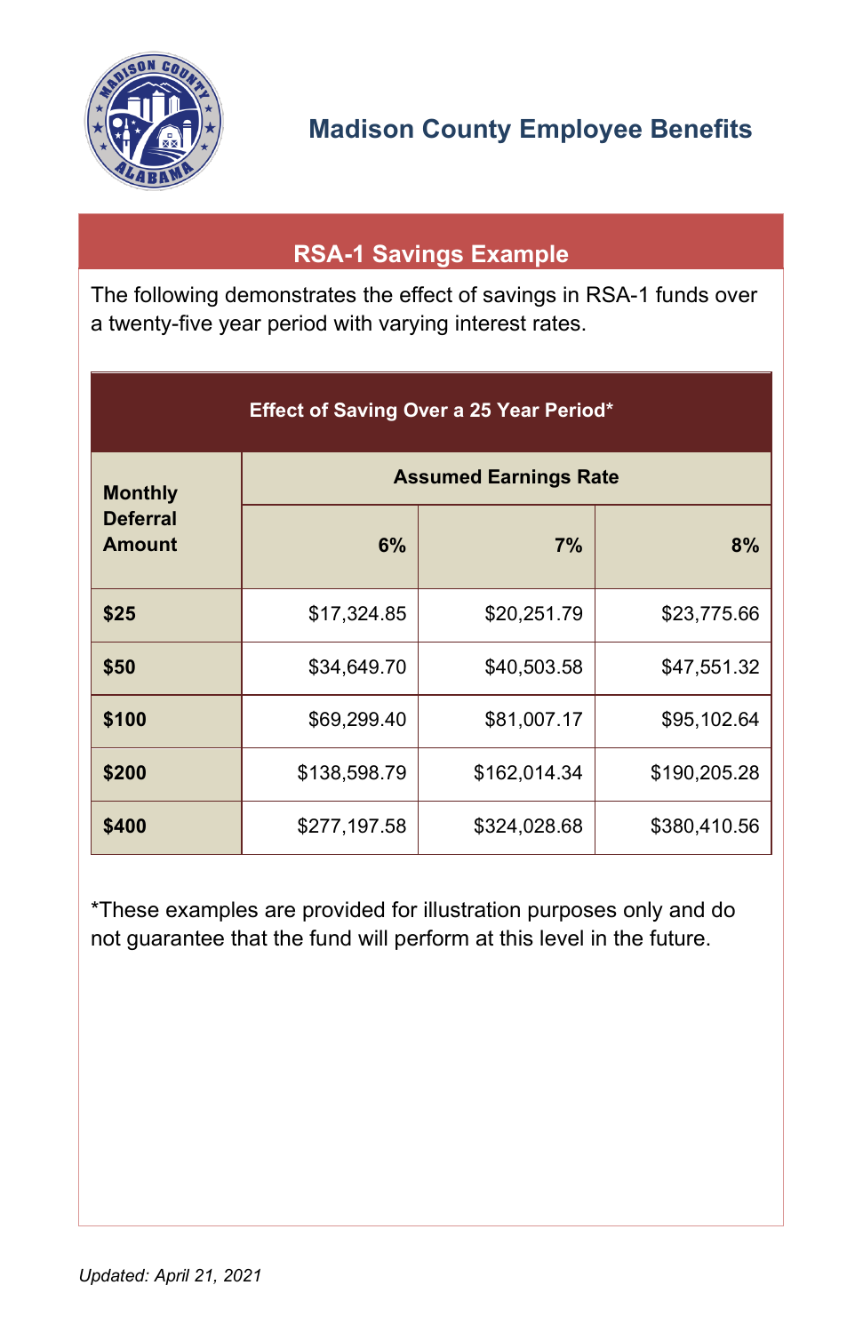## Madison County Employee Benefits

### RSA-1 Savings Example

The following demonstrates the effect of savings in RSA-1 funds over a twenty-five year period with varying interest rates.

**Effect of Saving Over a 25 Year Period***

| Monthly Deferral Amount | Assumed Earnings Rate | | |
|---|---|---|---|
| | 6% | 7% | 8% |
| $25 | $17,324.85 | $20,251.79 | $23,775.66 |
| $50 | $34,649.70 | $40,503.58 | $47,551.32 |
| $100 | $69,299.40 | $81,007.17 | $95,102.64 |
| $200 | $138,598.79 | $162,014.34 | $190,205.28 |
| $400 | $277,197.58 | $324,028.68 | $380,410.56 |

*These examples are provided for illustration purposes only and do not guarantee that the fund will perform at this level in the future.

*Updated: April 21, 2021*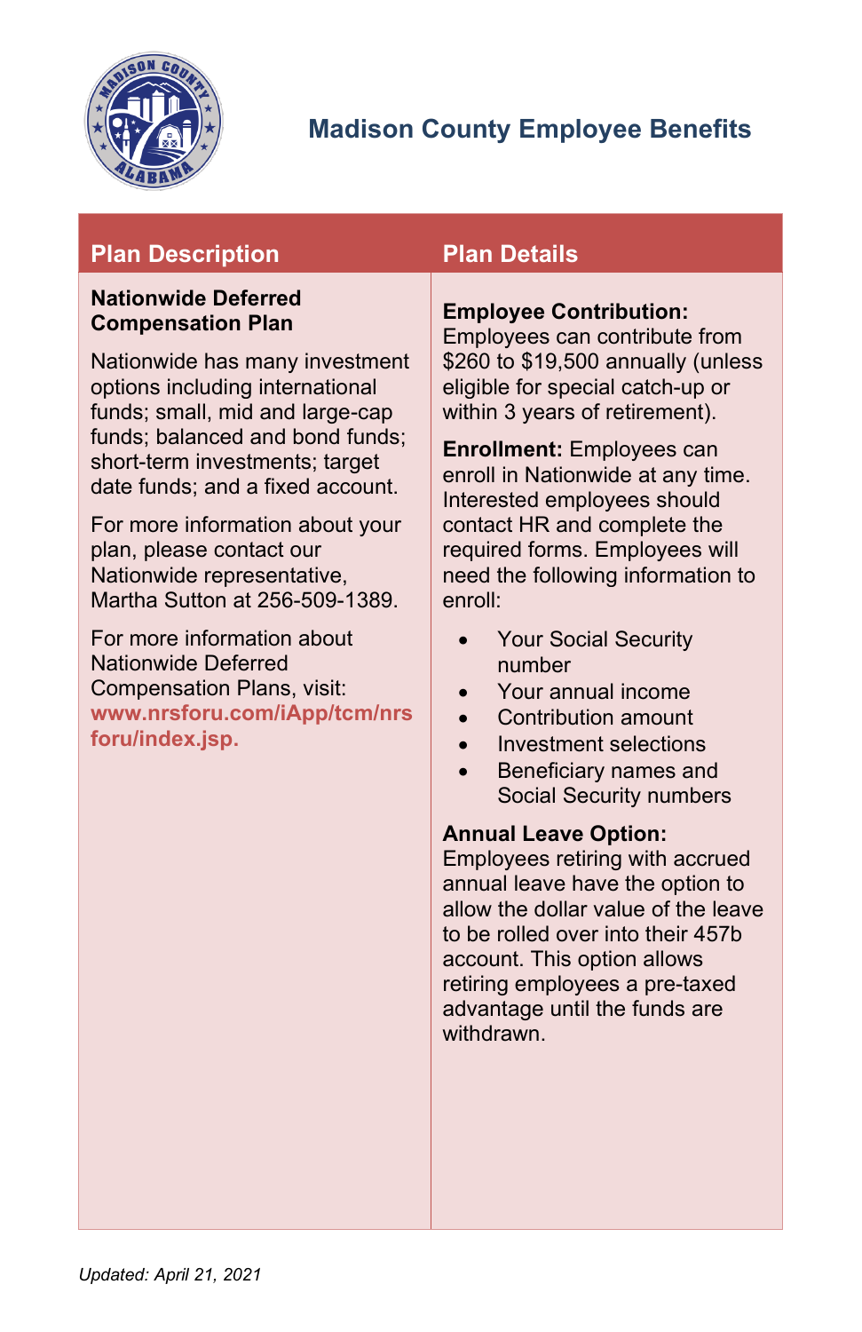# Madison County Employee Benefits

| Plan Description | Plan Details |
|---|---|
| **Nationwide Deferred Compensation Plan**<br><br>Nationwide has many investment options including international funds; small, mid and large-cap funds; balanced and bond funds; short-term investments; target date funds; and a fixed account.<br><br>For more information about your plan, please contact our Nationwide representative, Martha Sutton at 256-509-1389.<br><br>For more information about Nationwide Deferred Compensation Plans, visit: **www.nrsforu.com/iApp/tcm/nrsforu/index.jsp.** | **Employee Contribution:** Employees can contribute from $260 to $19,500 annually (unless eligible for special catch-up or within 3 years of retirement).<br><br>**Enrollment:** Employees can enroll in Nationwide at any time. Interested employees should contact HR and complete the required forms. Employees will need the following information to enroll:<br>• Your Social Security number<br>• Your annual income<br>• Contribution amount<br>• Investment selections<br>• Beneficiary names and Social Security numbers<br><br>**Annual Leave Option:** Employees retiring with accrued annual leave have the option to allow the dollar value of the leave to be rolled over into their 457b account. This option allows retiring employees a pre-taxed advantage until the funds are withdrawn. |

*Updated: April 21, 2021*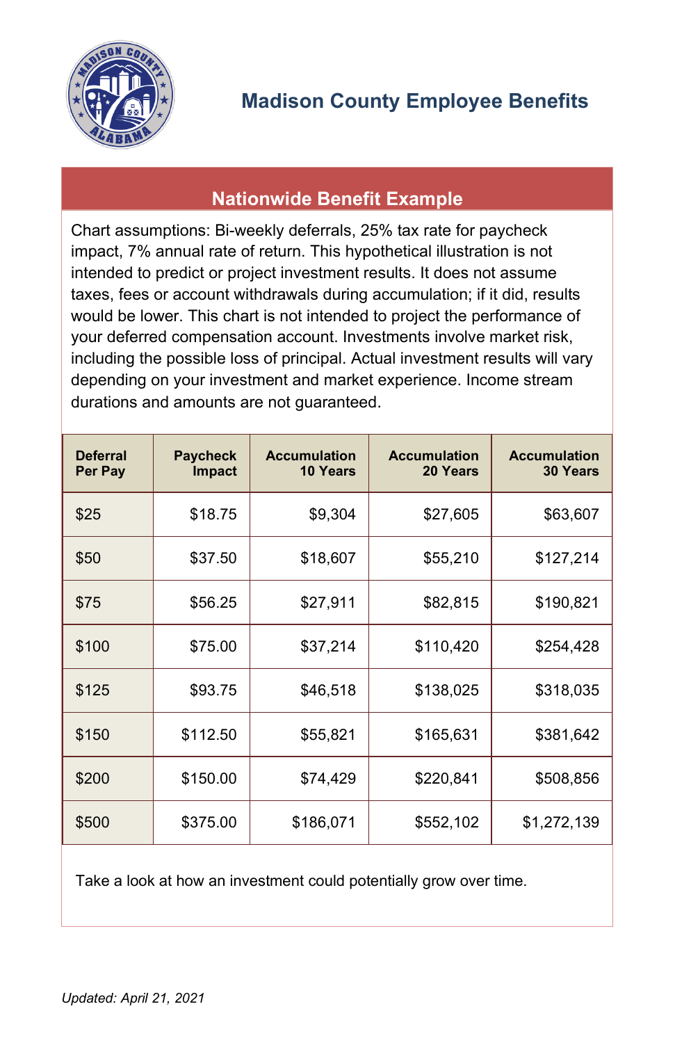# Madison County Employee Benefits

## Nationwide Benefit Example

Chart assumptions: Bi-weekly deferrals, 25% tax rate for paycheck impact, 7% annual rate of return. This hypothetical illustration is not intended to predict or project investment results. It does not assume taxes, fees or account withdrawals during accumulation; if it did, results would be lower. This chart is not intended to project the performance of your deferred compensation account. Investments involve market risk, including the possible loss of principal. Actual investment results will vary depending on your investment and market experience. Income stream durations and amounts are not guaranteed.

| Deferral Per Pay | Paycheck Impact | Accumulation 10 Years | Accumulation 20 Years | Accumulation 30 Years |
|---|---|---|---|---|
| $25 | $18.75 | $9,304 | $27,605 | $63,607 |
| $50 | $37.50 | $18,607 | $55,210 | $127,214 |
| $75 | $56.25 | $27,911 | $82,815 | $190,821 |
| $100 | $75.00 | $37,214 | $110,420 | $254,428 |
| $125 | $93.75 | $46,518 | $138,025 | $318,035 |
| $150 | $112.50 | $55,821 | $165,631 | $381,642 |
| $200 | $150.00 | $74,429 | $220,841 | $508,856 |
| $500 | $375.00 | $186,071 | $552,102 | $1,272,139 |

Take a look at how an investment could potentially grow over time.

*Updated: April 21, 2021*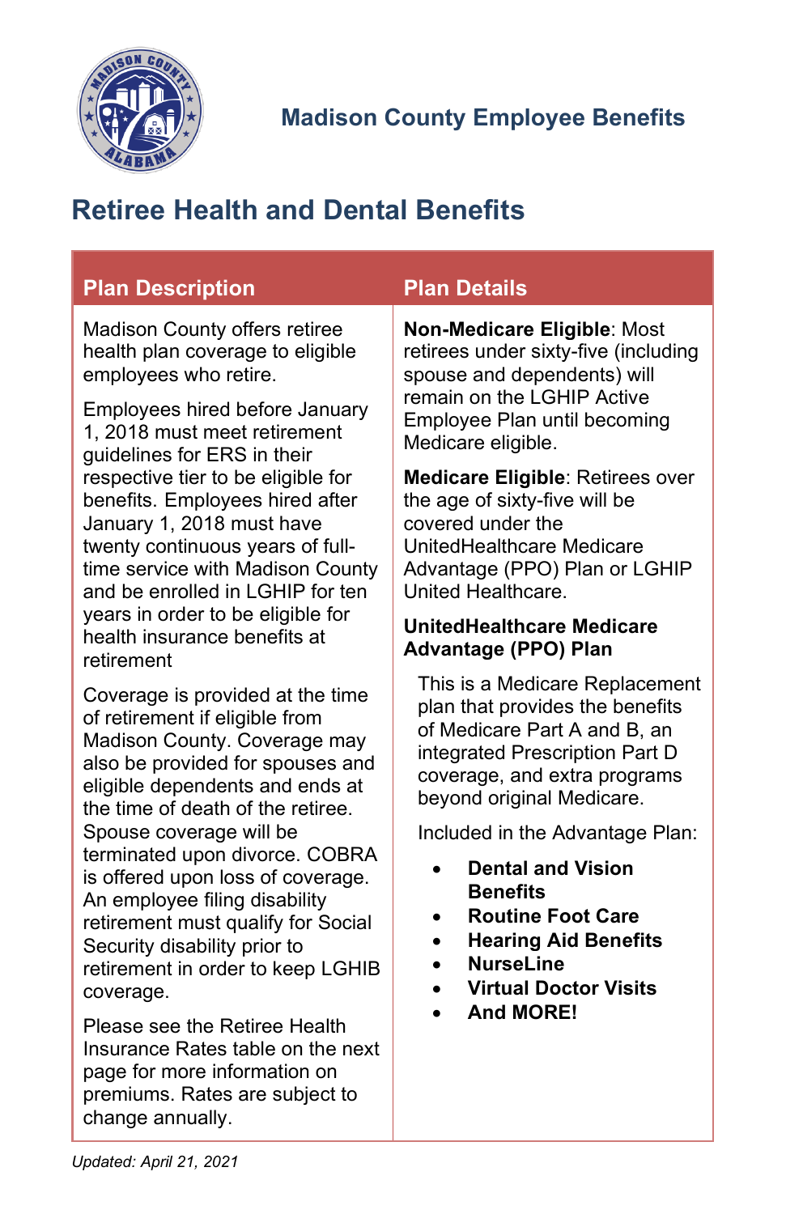Madison County Employee Benefits

# Retiree Health and Dental Benefits

| Plan Description | Plan Details |
|---|---|
| Madison County offers retiree health plan coverage to eligible employees who retire.<br><br>Employees hired before January 1, 2018 must meet retirement guidelines for ERS in their respective tier to be eligible for benefits. Employees hired after January 1, 2018 must have twenty continuous years of full-time service with Madison County and be enrolled in LGHIP for ten years in order to be eligible for health insurance benefits at retirement<br><br>Coverage is provided at the time of retirement if eligible from Madison County. Coverage may also be provided for spouses and eligible dependents and ends at the time of death of the retiree. Spouse coverage will be terminated upon divorce. COBRA is offered upon loss of coverage. An employee filing disability retirement must qualify for Social Security disability prior to retirement in order to keep LGHIB coverage.<br><br>Please see the Retiree Health Insurance Rates table on the next page for more information on premiums. Rates are subject to change annually. | **Non-Medicare Eligible**: Most retirees under sixty-five (including spouse and dependents) will remain on the LGHIP Active Employee Plan until becoming Medicare eligible.<br><br>**Medicare Eligible**: Retirees over the age of sixty-five will be covered under the UnitedHealthcare Medicare Advantage (PPO) Plan or LGHIP United Healthcare.<br><br>**UnitedHealthcare Medicare Advantage (PPO) Plan**<br><br>This is a Medicare Replacement plan that provides the benefits of Medicare Part A and B, an integrated Prescription Part D coverage, and extra programs beyond original Medicare.<br><br>Included in the Advantage Plan:<br>• **Dental and Vision Benefits**<br>• **Routine Foot Care**<br>• **Hearing Aid Benefits**<br>• **NurseLine**<br>• **Virtual Doctor Visits**<br>• **And MORE!** |

*Updated: April 21, 2021*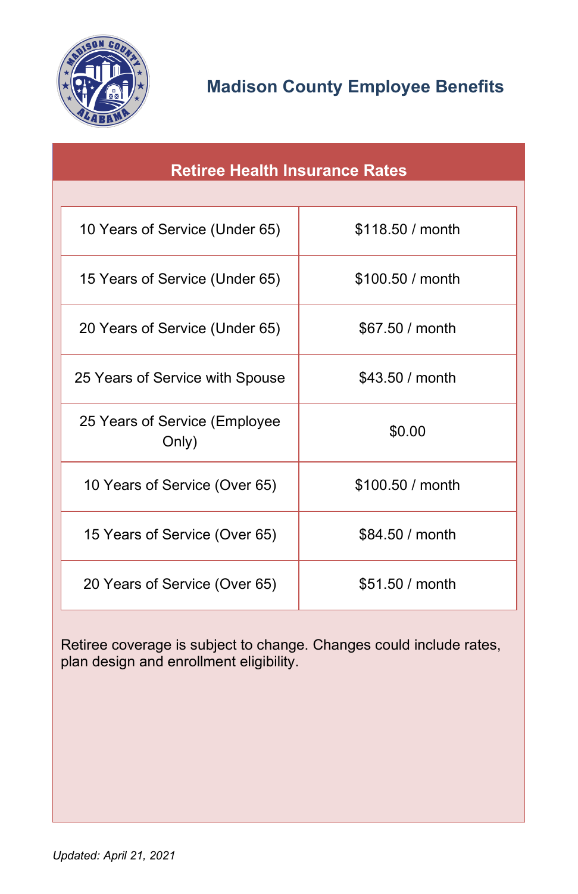## Madison County Employee Benefits

### Retiree Health Insurance Rates

| | |
|---|---|
| 10 Years of Service (Under 65) | $118.50 / month |
| 15 Years of Service (Under 65) | $100.50 / month |
| 20 Years of Service (Under 65) | $67.50 / month |
| 25 Years of Service with Spouse | $43.50 / month |
| 25 Years of Service (Employee Only) | $0.00 |
| 10 Years of Service (Over 65) | $100.50 / month |
| 15 Years of Service (Over 65) | $84.50 / month |
| 20 Years of Service (Over 65) | $51.50 / month |

Retiree coverage is subject to change. Changes could include rates, plan design and enrollment eligibility.

*Updated: April 21, 2021*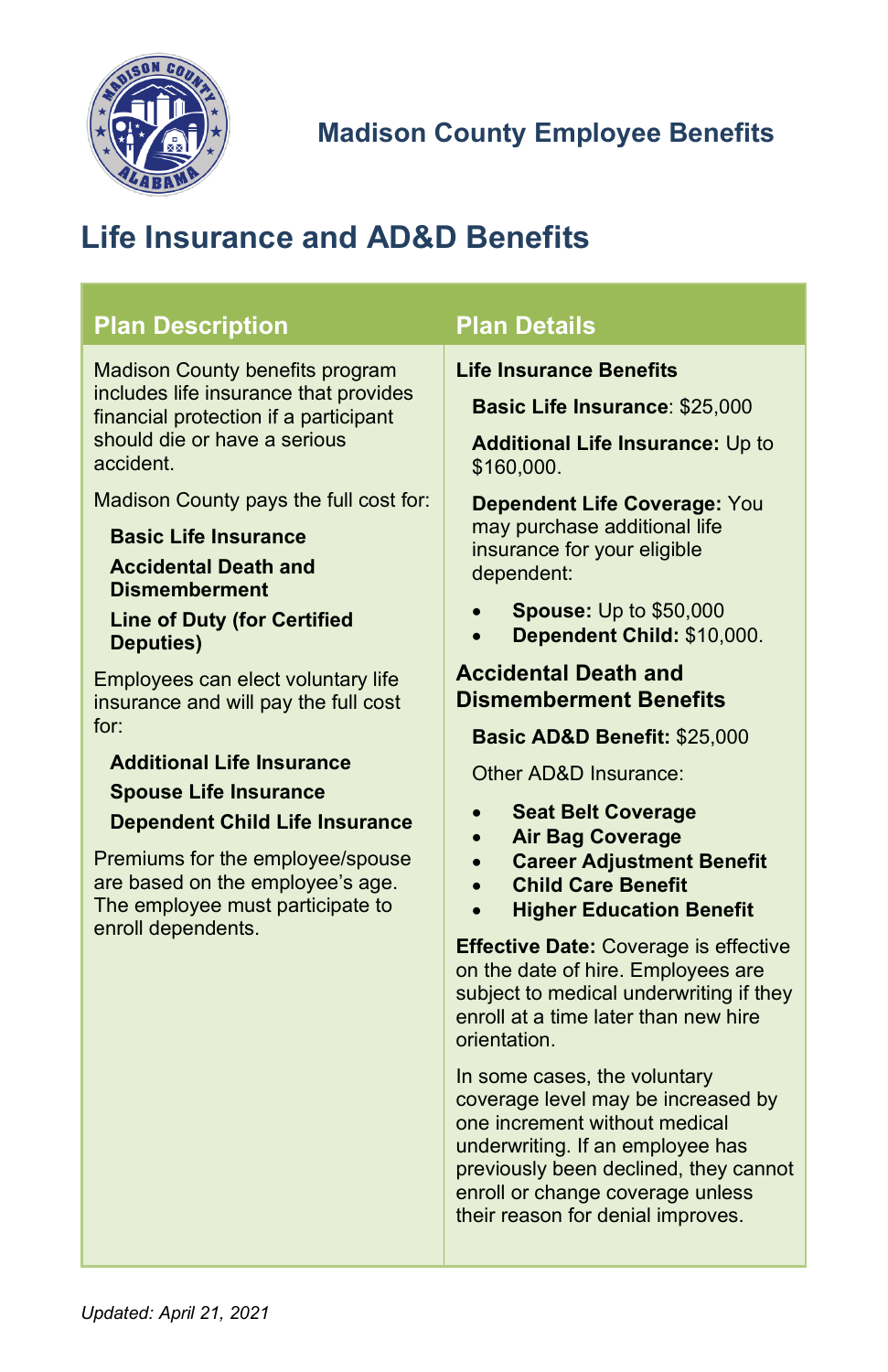# Madison County Employee Benefits

## Life Insurance and AD&D Benefits

### Plan Description

Madison County benefits program includes life insurance that provides financial protection if a participant should die or have a serious accident.

Madison County pays the full cost for:

**Basic Life Insurance**

**Accidental Death and Dismemberment**

**Line of Duty (for Certified Deputies)**

Employees can elect voluntary life insurance and will pay the full cost for:

**Additional Life Insurance**

**Spouse Life Insurance**

**Dependent Child Life Insurance**

Premiums for the employee/spouse are based on the employee's age. The employee must participate to enroll dependents.

### Plan Details

**Life Insurance Benefits**

**Basic Life Insurance**: $25,000

**Additional Life Insurance:** Up to $160,000.

**Dependent Life Coverage:** You may purchase additional life insurance for your eligible dependent:

- **Spouse:** Up to $50,000
- **Dependent Child:** $10,000.

**Accidental Death and Dismemberment Benefits**

**Basic AD&D Benefit:** $25,000

Other AD&D Insurance:

- **Seat Belt Coverage**
- **Air Bag Coverage**
- **Career Adjustment Benefit**
- **Child Care Benefit**
- **Higher Education Benefit**

**Effective Date:** Coverage is effective on the date of hire. Employees are subject to medical underwriting if they enroll at a time later than new hire orientation.

In some cases, the voluntary coverage level may be increased by one increment without medical underwriting. If an employee has previously been declined, they cannot enroll or change coverage unless their reason for denial improves.

*Updated: April 21, 2021*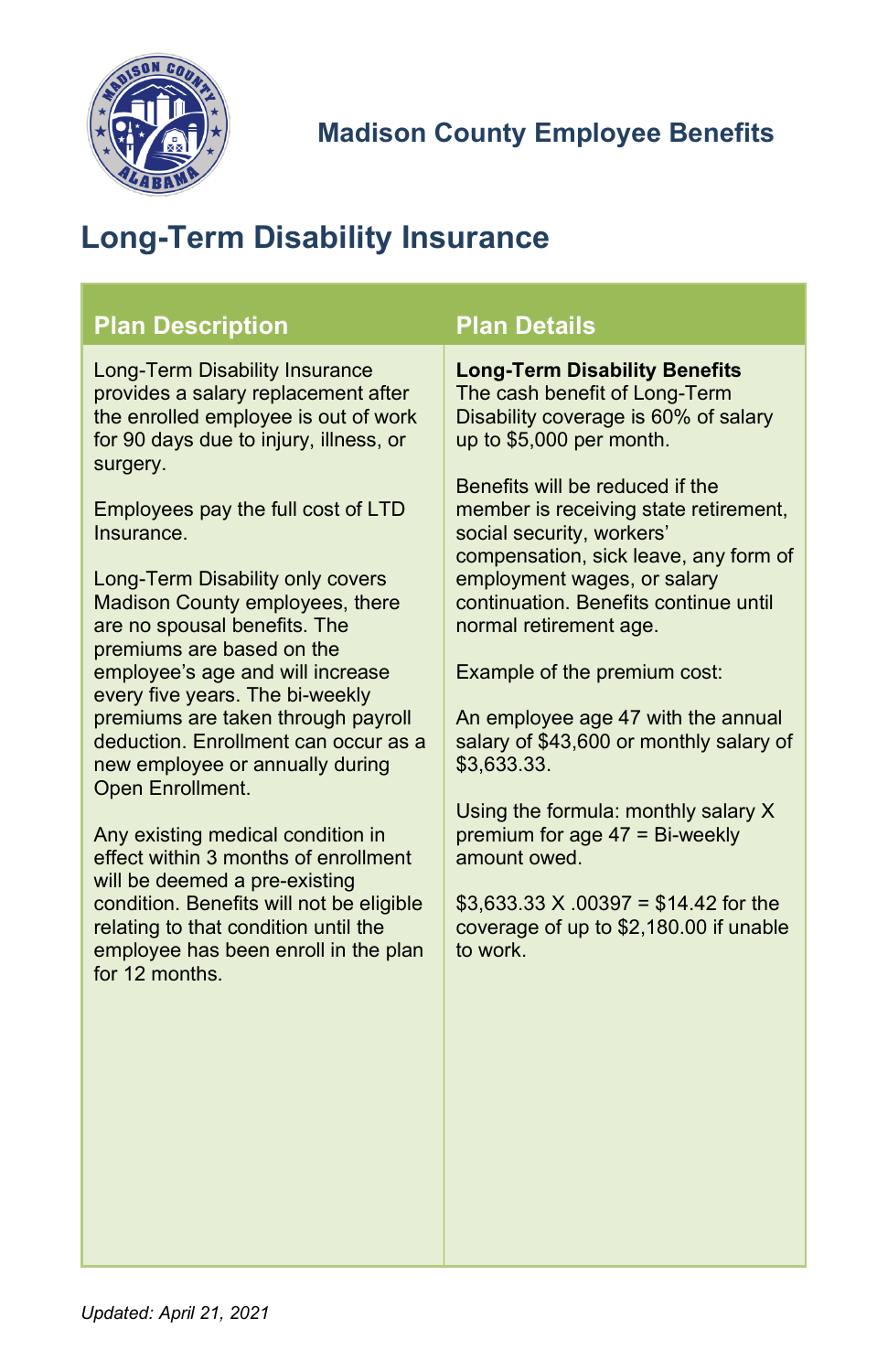Madison County Employee Benefits

# Long-Term Disability Insurance

| Plan Description | Plan Details |
|---|---|
| Long-Term Disability Insurance provides a salary replacement after the enrolled employee is out of work for 90 days due to injury, illness, or surgery.<br><br>Employees pay the full cost of LTD Insurance.<br><br>Long-Term Disability only covers Madison County employees, there are no spousal benefits. The premiums are based on the employee's age and will increase every five years. The bi-weekly premiums are taken through payroll deduction. Enrollment can occur as a new employee or annually during Open Enrollment.<br><br>Any existing medical condition in effect within 3 months of enrollment will be deemed a pre-existing condition. Benefits will not be eligible relating to that condition until the employee has been enroll in the plan for 12 months. | **Long-Term Disability Benefits**<br>The cash benefit of Long-Term Disability coverage is 60% of salary up to $5,000 per month.<br><br>Benefits will be reduced if the member is receiving state retirement, social security, workers' compensation, sick leave, any form of employment wages, or salary continuation. Benefits continue until normal retirement age.<br><br>Example of the premium cost:<br><br>An employee age 47 with the annual salary of $43,600 or monthly salary of $3,633.33.<br><br>Using the formula: monthly salary X premium for age 47 = Bi-weekly amount owed.<br><br>$3,633.33 X .00397 = $14.42 for the coverage of up to $2,180.00 if unable to work. |

*Updated: April 21, 2021*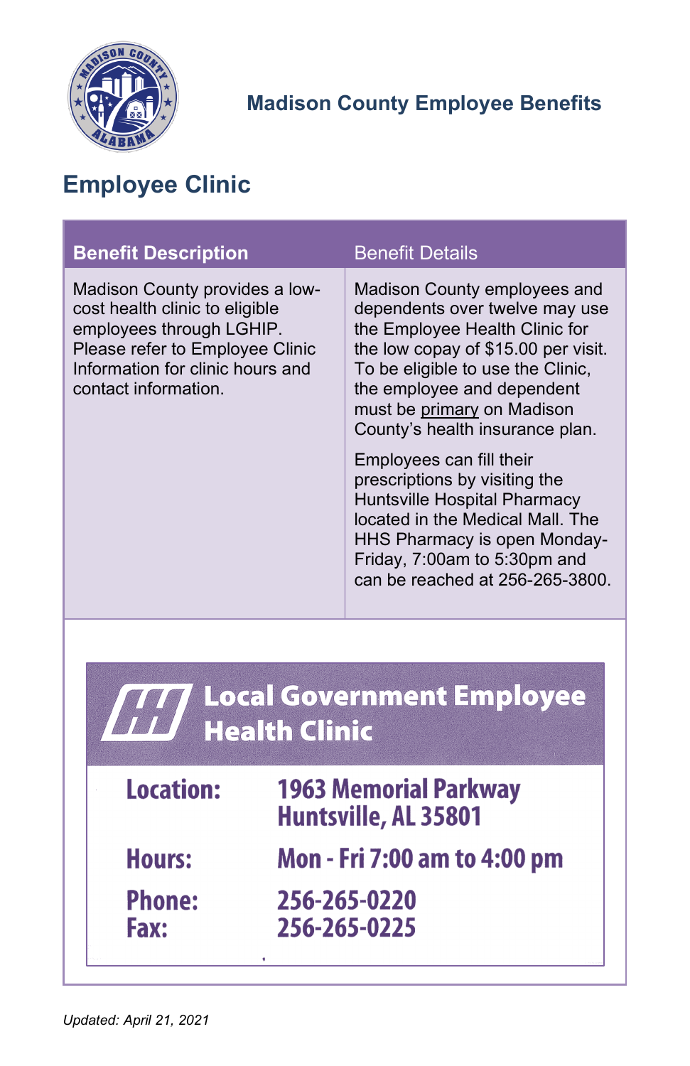Madison County Employee Benefits

## Employee Clinic

| Benefit Description | Benefit Details |
|---|---|
| Madison County provides a low-cost health clinic to eligible employees through LGHIP. Please refer to Employee Clinic Information for clinic hours and contact information. | Madison County employees and dependents over twelve may use the Employee Health Clinic for the low copay of $15.00 per visit. To be eligible to use the Clinic, the employee and dependent must be primary on Madison County's health insurance plan.<br><br>Employees can fill their prescriptions by visiting the Huntsville Hospital Pharmacy located in the Medical Mall. The HHS Pharmacy is open Monday-Friday, 7:00am to 5:30pm and can be reached at 256-265-3800. |

### Local Government Employee Health Clinic

| | |
|---|---|
| **Location:** | **1963 Memorial Parkway Huntsville, AL 35801** |
| **Hours:** | **Mon - Fri 7:00 am to 4:00 pm** |
| **Phone:** | **256-265-0220** |
| **Fax:** | **256-265-0225** |

*Updated: April 21, 2021*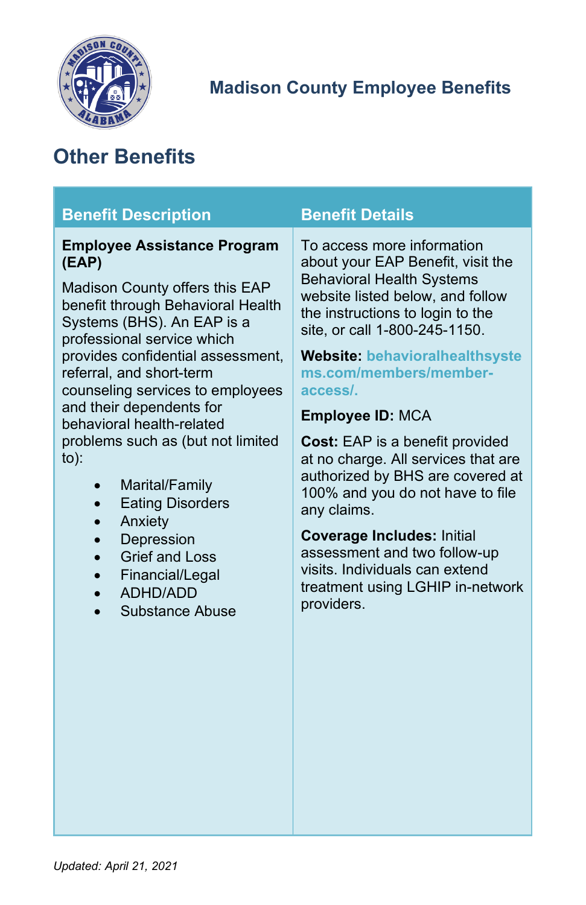# Madison County Employee Benefits

## Other Benefits

| Benefit Description | Benefit Details |
| --- | --- |
| **Employee Assistance Program (EAP)**<br><br>Madison County offers this EAP benefit through Behavioral Health Systems (BHS). An EAP is a professional service which provides confidential assessment, referral, and short-term counseling services to employees and their dependents for behavioral health-related problems such as (but not limited to):<br><br>• Marital/Family<br>• Eating Disorders<br>• Anxiety<br>• Depression<br>• Grief and Loss<br>• Financial/Legal<br>• ADHD/ADD<br>• Substance Abuse | To access more information about your EAP Benefit, visit the Behavioral Health Systems website listed below, and follow the instructions to login to the site, or call 1-800-245-1150.<br><br>**Website:** behavioralhealthsystems.com/members/member-access/.<br><br>**Employee ID:** MCA<br><br>**Cost:** EAP is a benefit provided at no charge. All services that are authorized by BHS are covered at 100% and you do not have to file any claims.<br><br>**Coverage Includes:** Initial assessment and two follow-up visits. Individuals can extend treatment using LGHIP in-network providers. |

*Updated: April 21, 2021*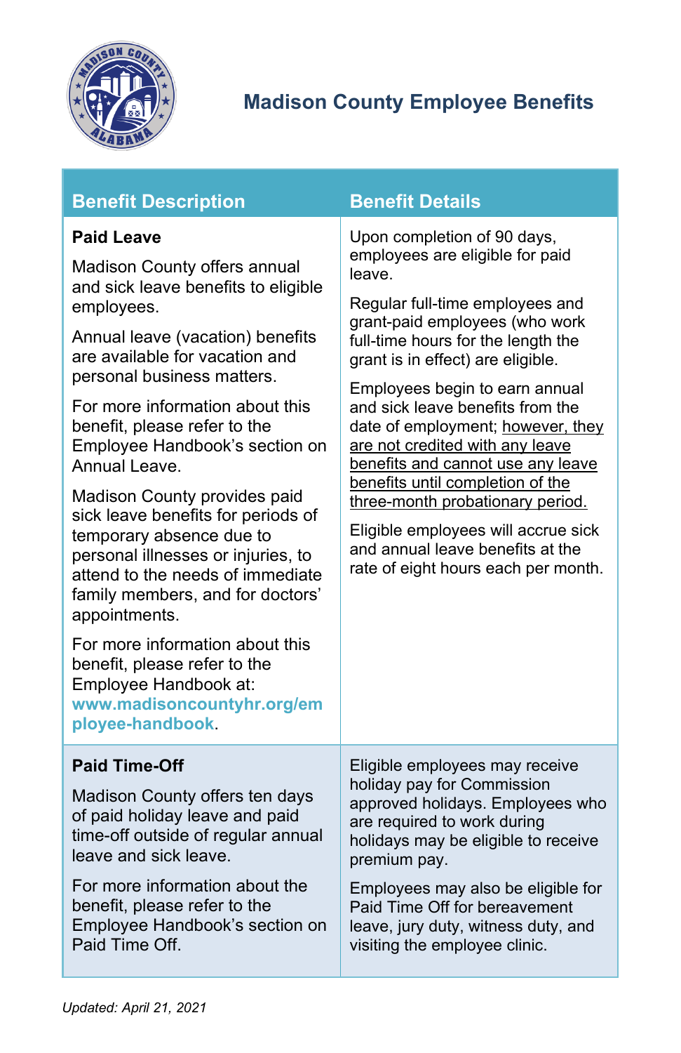# Madison County Employee Benefits

| Benefit Description | Benefit Details |
|---|---|
| **Paid Leave**<br><br>Madison County offers annual and sick leave benefits to eligible employees.<br><br>Annual leave (vacation) benefits are available for vacation and personal business matters.<br><br>For more information about this benefit, please refer to the Employee Handbook's section on Annual Leave.<br><br>Madison County provides paid sick leave benefits for periods of temporary absence due to personal illnesses or injuries, to attend to the needs of immediate family members, and for doctors' appointments.<br><br>For more information about this benefit, please refer to the Employee Handbook at: **www.madisoncountyhr.org/employee-handbook**. | Upon completion of 90 days, employees are eligible for paid leave.<br><br>Regular full-time employees and grant-paid employees (who work full-time hours for the length the grant is in effect) are eligible.<br><br>Employees begin to earn annual and sick leave benefits from the date of employment; <u>however, they are not credited with any leave benefits and cannot use any leave benefits until completion of the three-month probationary period.</u><br><br>Eligible employees will accrue sick and annual leave benefits at the rate of eight hours each per month. |
| **Paid Time-Off**<br><br>Madison County offers ten days of paid holiday leave and paid time-off outside of regular annual leave and sick leave.<br><br>For more information about the benefit, please refer to the Employee Handbook's section on Paid Time Off. | Eligible employees may receive holiday pay for Commission approved holidays. Employees who are required to work during holidays may be eligible to receive premium pay.<br><br>Employees may also be eligible for Paid Time Off for bereavement leave, jury duty, witness duty, and visiting the employee clinic. |

*Updated: April 21, 2021*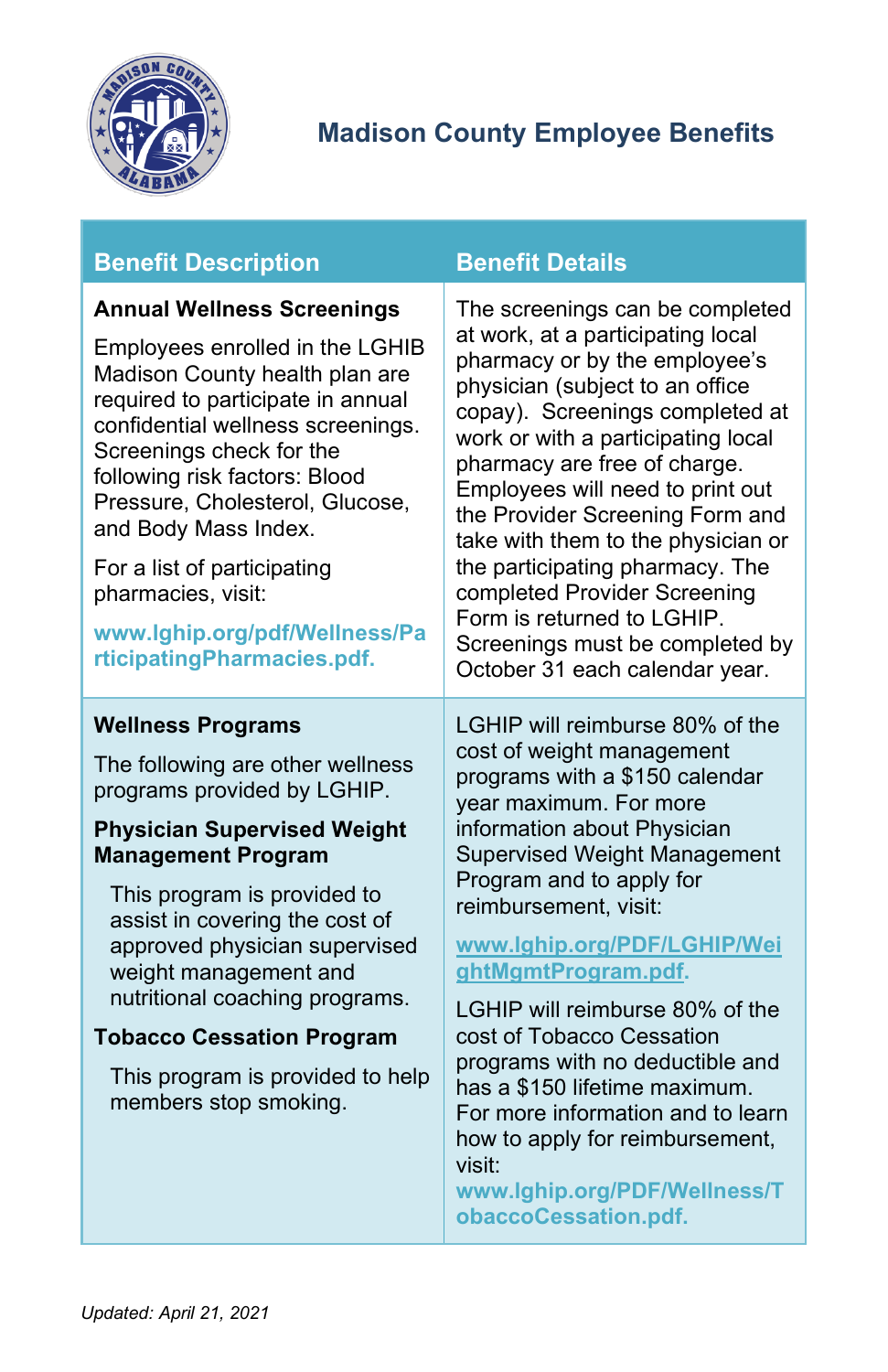# Madison County Employee Benefits

| Benefit Description | Benefit Details |
|---|---|
| **Annual Wellness Screenings**<br><br>Employees enrolled in the LGHIB Madison County health plan are required to participate in annual confidential wellness screenings. Screenings check for the following risk factors: Blood Pressure, Cholesterol, Glucose, and Body Mass Index.<br><br>For a list of participating pharmacies, visit:<br><br>**www.lghip.org/pdf/Wellness/ParticipatingPharmacies.pdf.** | The screenings can be completed at work, at a participating local pharmacy or by the employee's physician (subject to an office copay). Screenings completed at work or with a participating local pharmacy are free of charge. Employees will need to print out the Provider Screening Form and take with them to the physician or the participating pharmacy. The completed Provider Screening Form is returned to LGHIP. Screenings must be completed by October 31 each calendar year. |
| **Wellness Programs**<br><br>The following are other wellness programs provided by LGHIP.<br><br>**Physician Supervised Weight Management Program**<br><br>This program is provided to assist in covering the cost of approved physician supervised weight management and nutritional coaching programs.<br><br>**Tobacco Cessation Program**<br><br>This program is provided to help members stop smoking. | LGHIP will reimburse 80% of the cost of weight management programs with a $150 calendar year maximum. For more information about Physician Supervised Weight Management Program and to apply for reimbursement, visit:<br><br>**www.lghip.org/PDF/LGHIP/WeightMgmtProgram.pdf.**<br><br>LGHIP will reimburse 80% of the cost of Tobacco Cessation programs with no deductible and has a $150 lifetime maximum. For more information and to learn how to apply for reimbursement, visit: **www.lghip.org/PDF/Wellness/TobaccoCessation.pdf.** |

*Updated: April 21, 2021*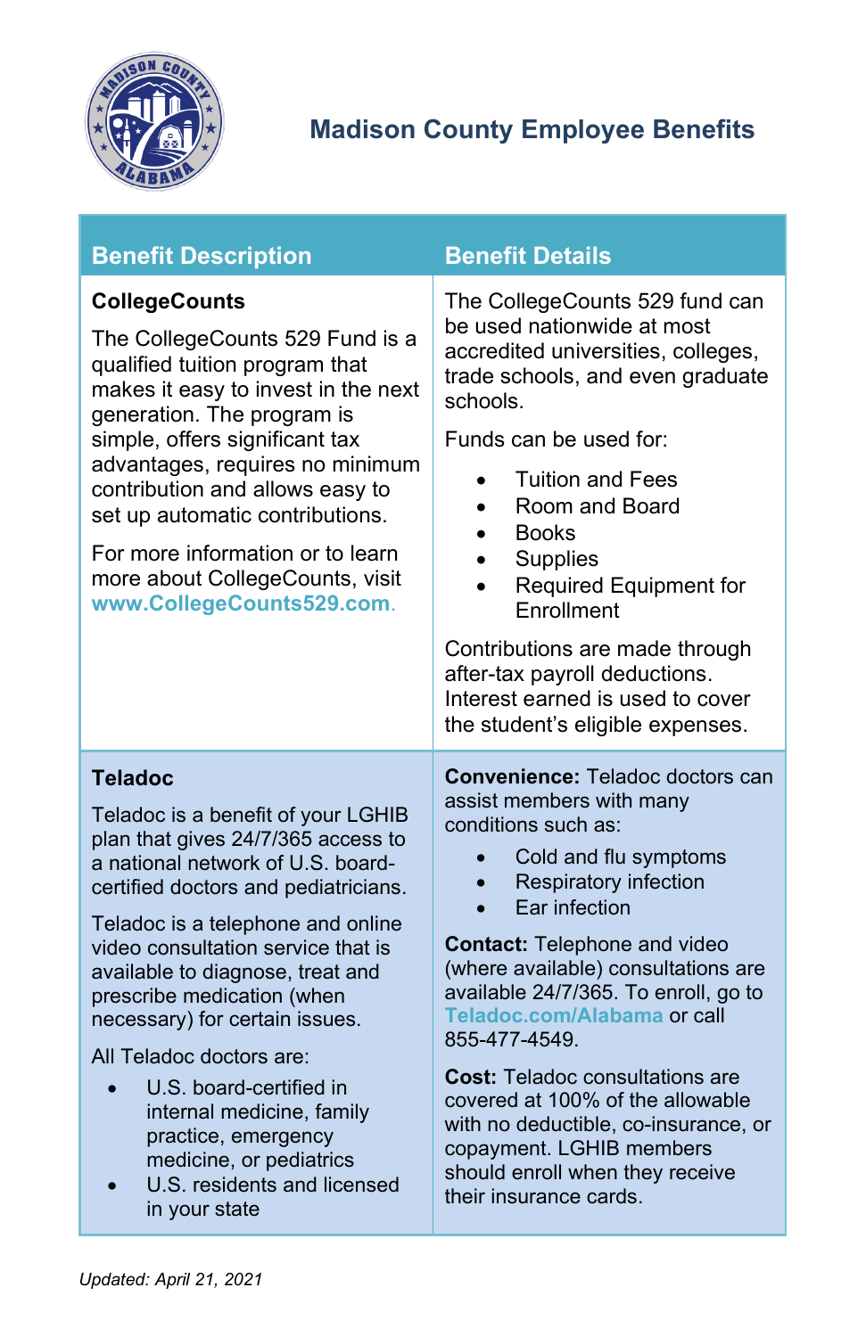# Madison County Employee Benefits

| Benefit Description | Benefit Details |
|---|---|
| **CollegeCounts**<br><br>The CollegeCounts 529 Fund is a qualified tuition program that makes it easy to invest in the next generation. The program is simple, offers significant tax advantages, requires no minimum contribution and allows easy to set up automatic contributions.<br><br>For more information or to learn more about CollegeCounts, visit **www.CollegeCounts529.com**. | The CollegeCounts 529 fund can be used nationwide at most accredited universities, colleges, trade schools, and even graduate schools.<br><br>Funds can be used for:<br>• Tuition and Fees<br>• Room and Board<br>• Books<br>• Supplies<br>• Required Equipment for Enrollment<br><br>Contributions are made through after-tax payroll deductions. Interest earned is used to cover the student's eligible expenses. |
| **Teladoc**<br><br>Teladoc is a benefit of your LGHIB plan that gives 24/7/365 access to a national network of U.S. board-certified doctors and pediatricians.<br><br>Teladoc is a telephone and online video consultation service that is available to diagnose, treat and prescribe medication (when necessary) for certain issues.<br><br>All Teladoc doctors are:<br>• U.S. board-certified in internal medicine, family practice, emergency medicine, or pediatrics<br>• U.S. residents and licensed in your state | **Convenience:** Teladoc doctors can assist members with many conditions such as:<br>• Cold and flu symptoms<br>• Respiratory infection<br>• Ear infection<br><br>**Contact:** Telephone and video (where available) consultations are available 24/7/365. To enroll, go to **Teladoc.com/Alabama** or call 855-477-4549.<br><br>**Cost:** Teladoc consultations are covered at 100% of the allowable with no deductible, co-insurance, or copayment. LGHIB members should enroll when they receive their insurance cards. |

*Updated: April 21, 2021*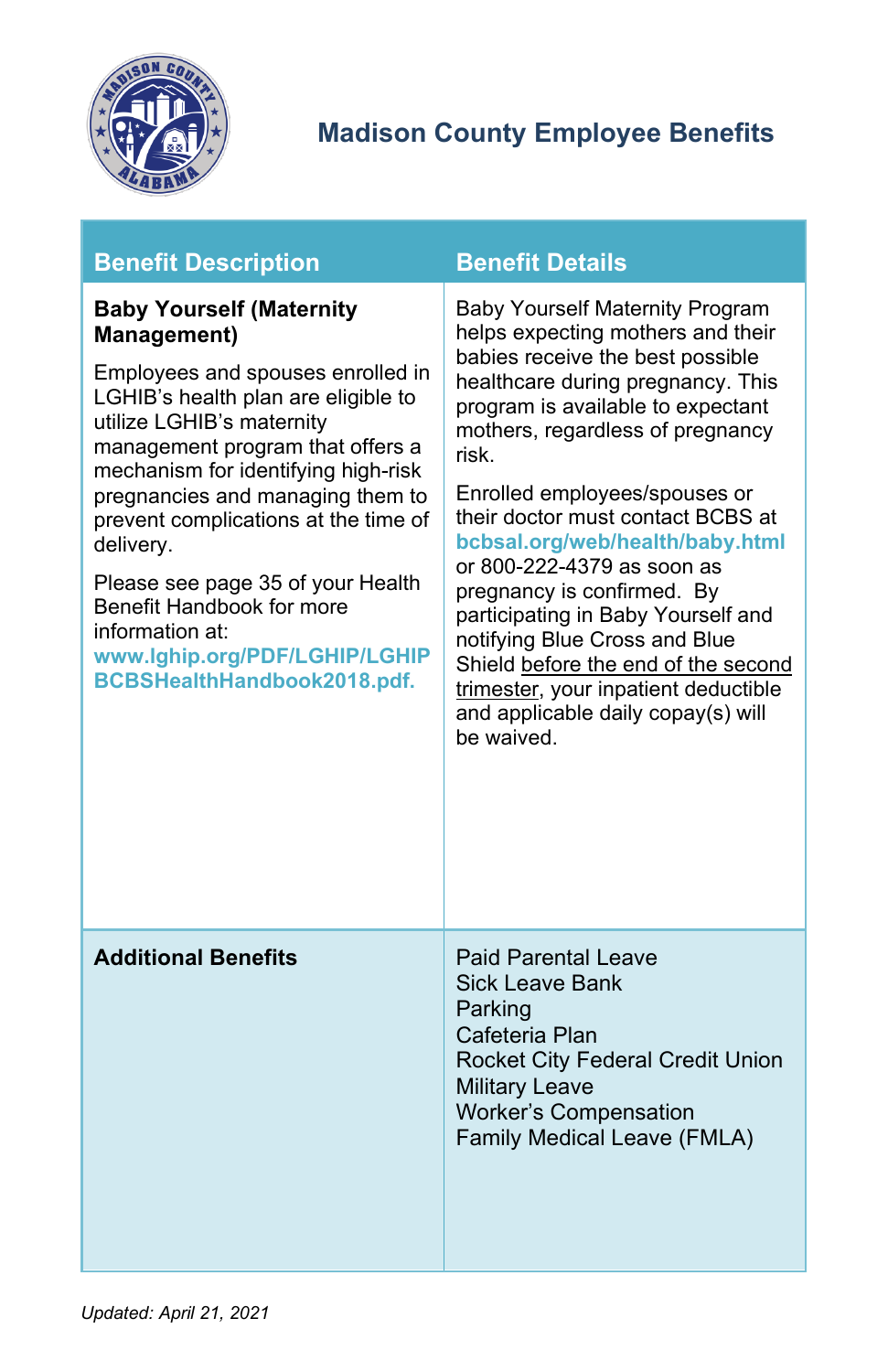# Madison County Employee Benefits

| Benefit Description | Benefit Details |
| --- | --- |
| **Baby Yourself (Maternity Management)**<br><br>Employees and spouses enrolled in LGHIB's health plan are eligible to utilize LGHIB's maternity management program that offers a mechanism for identifying high-risk pregnancies and managing them to prevent complications at the time of delivery.<br><br>Please see page 35 of your Health Benefit Handbook for more information at: **www.lghip.org/PDF/LGHIP/LGHIPBCBSHealthHandbook2018.pdf.** | Baby Yourself Maternity Program helps expecting mothers and their babies receive the best possible healthcare during pregnancy. This program is available to expectant mothers, regardless of pregnancy risk.<br><br>Enrolled employees/spouses or their doctor must contact BCBS at **bcbsal.org/web/health/baby.html** or 800-222-4379 as soon as pregnancy is confirmed. By participating in Baby Yourself and notifying Blue Cross and Blue Shield before the end of the second trimester, your inpatient deductible and applicable daily copay(s) will be waived. |
| **Additional Benefits** | Paid Parental Leave<br>Sick Leave Bank<br>Parking<br>Cafeteria Plan<br>Rocket City Federal Credit Union<br>Military Leave<br>Worker's Compensation<br>Family Medical Leave (FMLA) |

*Updated: April 21, 2021*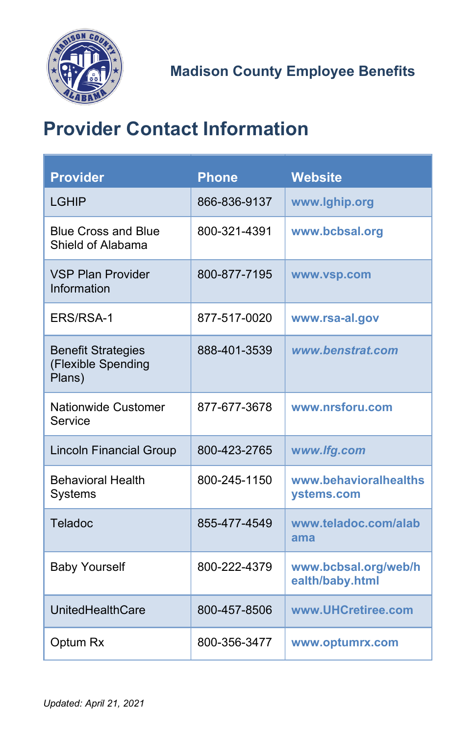Madison County Employee Benefits

# Provider Contact Information

| Provider | Phone | Website |
|---|---|---|
| LGHIP | 866-836-9137 | www.lghip.org |
| Blue Cross and Blue Shield of Alabama | 800-321-4391 | www.bcbsal.org |
| VSP Plan Provider Information | 800-877-7195 | www.vsp.com |
| ERS/RSA-1 | 877-517-0020 | www.rsa-al.gov |
| Benefit Strategies (Flexible Spending Plans) | 888-401-3539 | *www.benstrat.com* |
| Nationwide Customer Service | 877-677-3678 | www.nrsforu.com |
| Lincoln Financial Group | 800-423-2765 | *www.lfg.com* |
| Behavioral Health Systems | 800-245-1150 | www.behavioralhealthsystems.com |
| Teladoc | 855-477-4549 | www.teladoc.com/alabama |
| Baby Yourself | 800-222-4379 | www.bcbsal.org/web/health/baby.html |
| UnitedHealthCare | 800-457-8506 | www.UHCretiree.com |
| Optum Rx | 800-356-3477 | www.optumrx.com |

*Updated: April 21, 2021*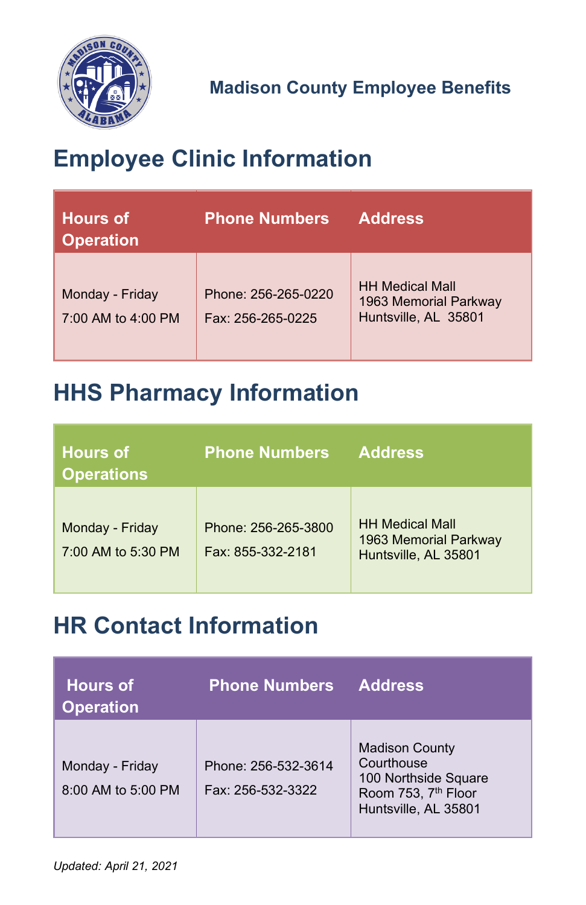# Madison County Employee Benefits

## Employee Clinic Information

| Hours of Operation | Phone Numbers | Address |
|---|---|---|
| Monday - Friday<br>7:00 AM to 4:00 PM | Phone: 256-265-0220<br>Fax: 256-265-0225 | HH Medical Mall<br>1963 Memorial Parkway<br>Huntsville, AL 35801 |

## HHS Pharmacy Information

| Hours of Operations | Phone Numbers | Address |
|---|---|---|
| Monday - Friday<br>7:00 AM to 5:30 PM | Phone: 256-265-3800<br>Fax: 855-332-2181 | HH Medical Mall<br>1963 Memorial Parkway<br>Huntsville, AL 35801 |

## HR Contact Information

| Hours of Operation | Phone Numbers | Address |
|---|---|---|
| Monday - Friday<br>8:00 AM to 5:00 PM | Phone: 256-532-3614<br>Fax: 256-532-3322 | Madison County Courthouse<br>100 Northside Square<br>Room 753, 7th Floor<br>Huntsville, AL 35801 |

*Updated: April 21, 2021*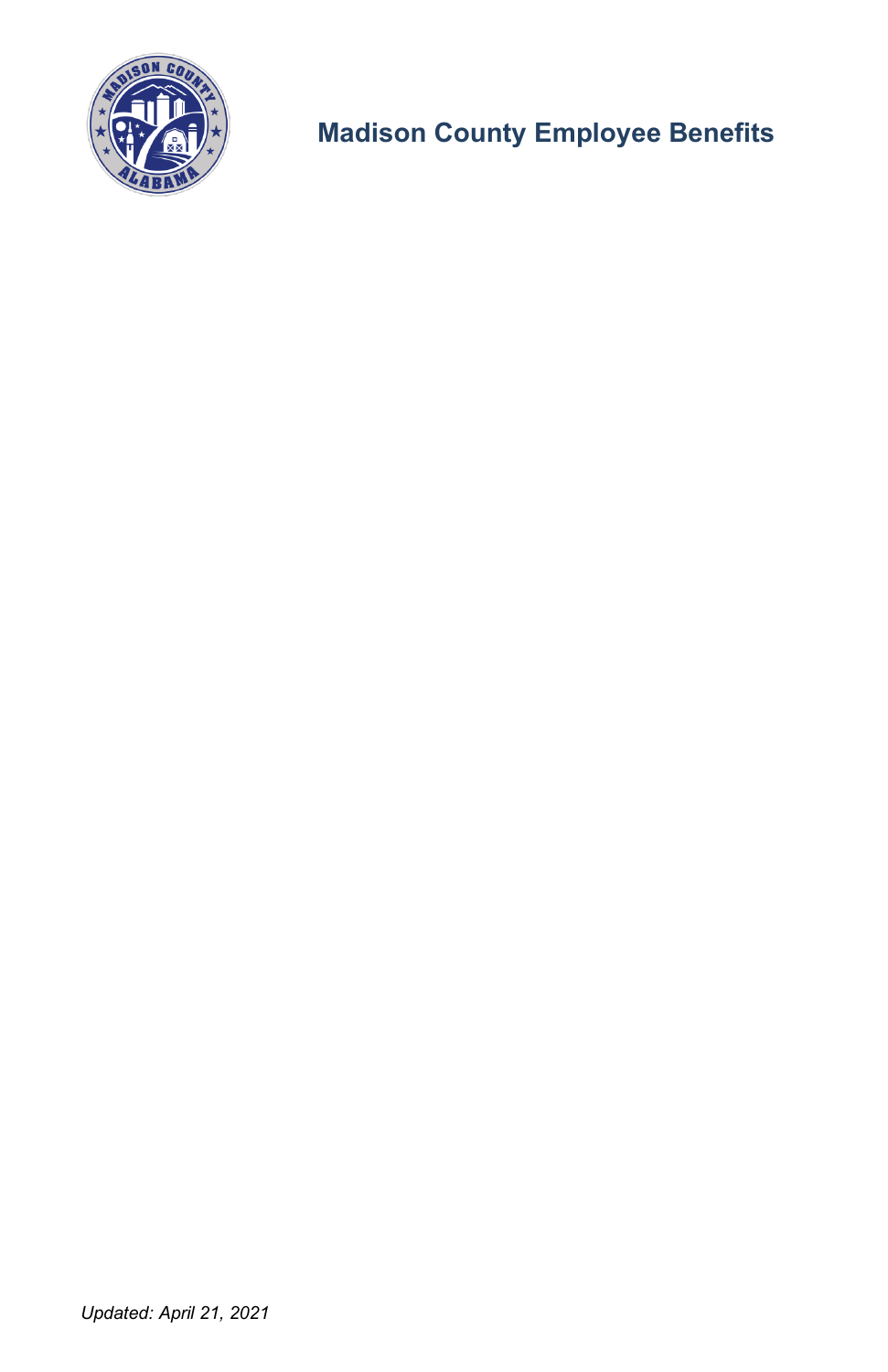# Madison County Employee Benefits

*Updated: April 21, 2021*